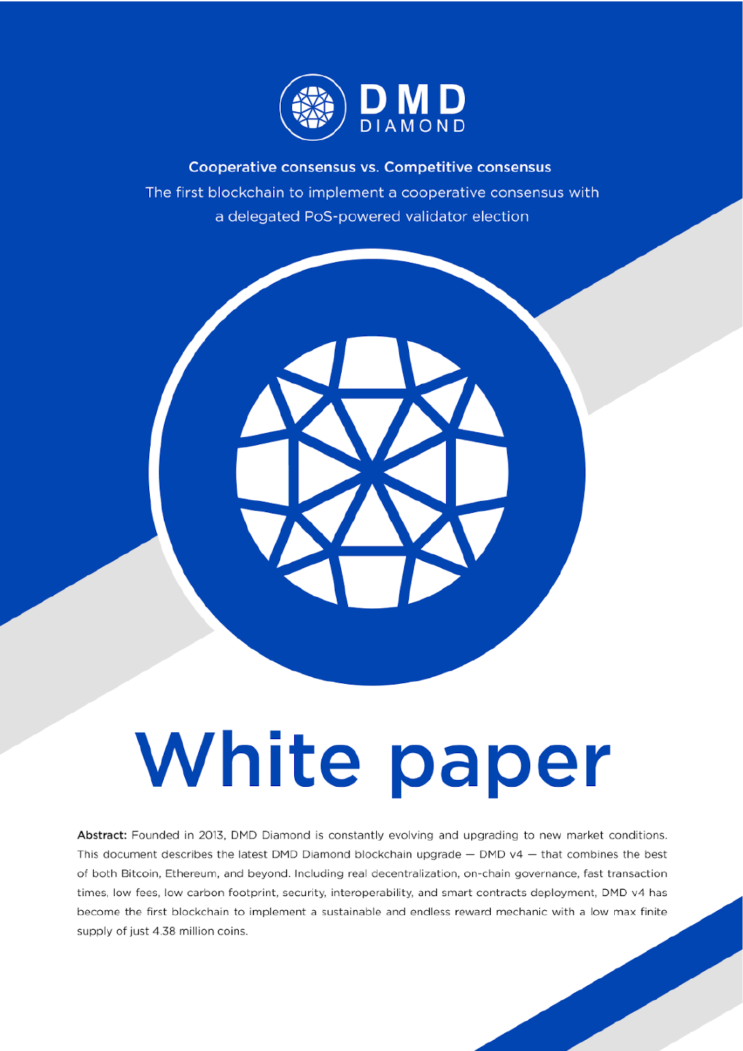# DMD DIAMOND

**Cooperative consensus vs. Competitive consensus**

The first blockchain to implement a cooperative consensus with a delegated PoS-powered validator election

# White paper

**Abstract:** Founded in 2013, DMD Diamond is constantly evolving and upgrading to new market conditions. This document describes the latest DMD Diamond blockchain upgrade — DMD v4 — that combines the best of both Bitcoin, Ethereum, and beyond. Including real decentralization, on-chain governance, fast transaction times, low fees, low carbon footprint, security, interoperability, and smart contracts deployment, DMD v4 has become the first blockchain to implement a sustainable and endless reward mechanic with a low max finite supply of just 4.38 million coins.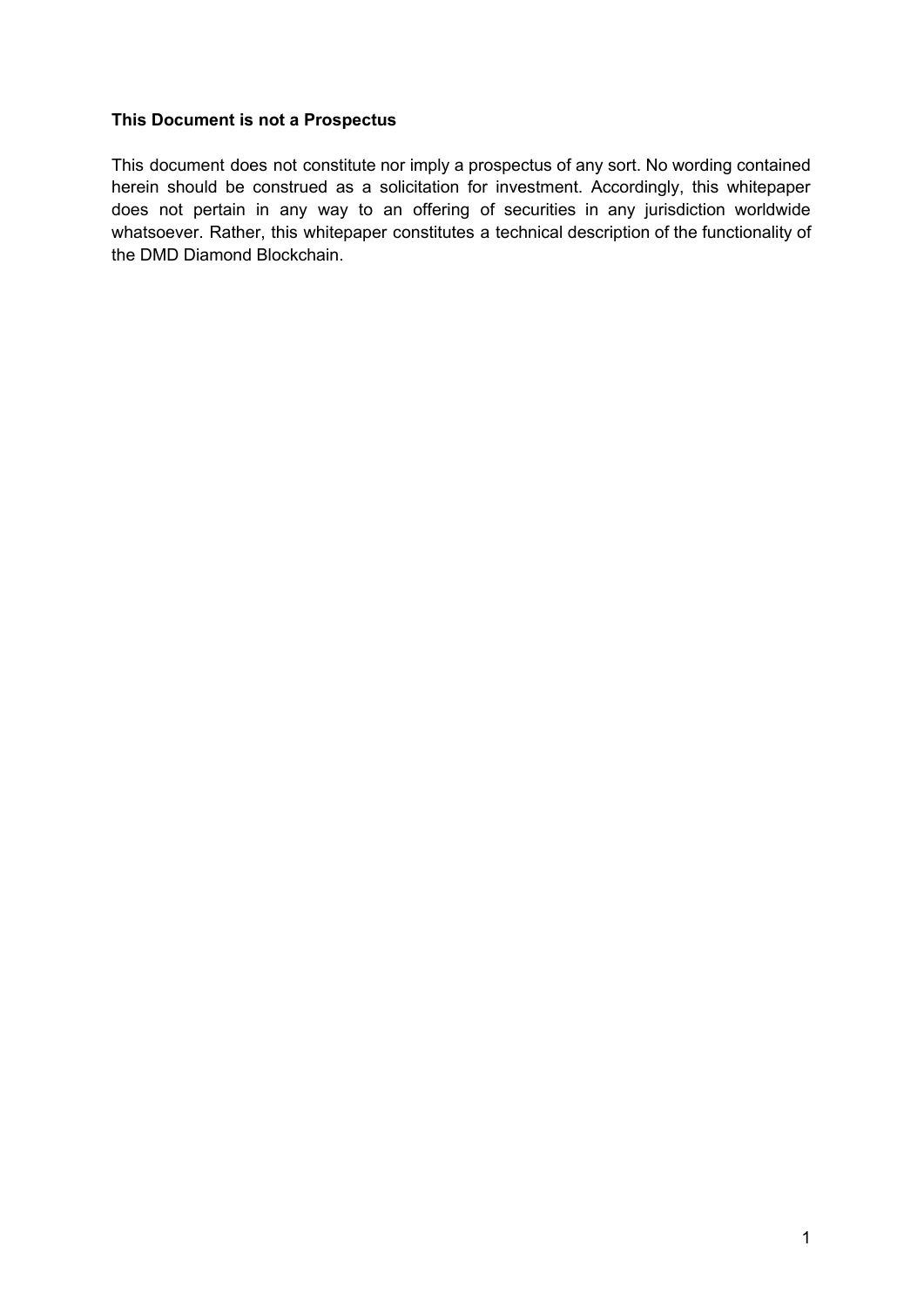**This Document is not a Prospectus**

This document does not constitute nor imply a prospectus of any sort. No wording contained herein should be construed as a solicitation for investment. Accordingly, this whitepaper does not pertain in any way to an offering of securities in any jurisdiction worldwide whatsoever. Rather, this whitepaper constitutes a technical description of the functionality of the DMD Diamond Blockchain.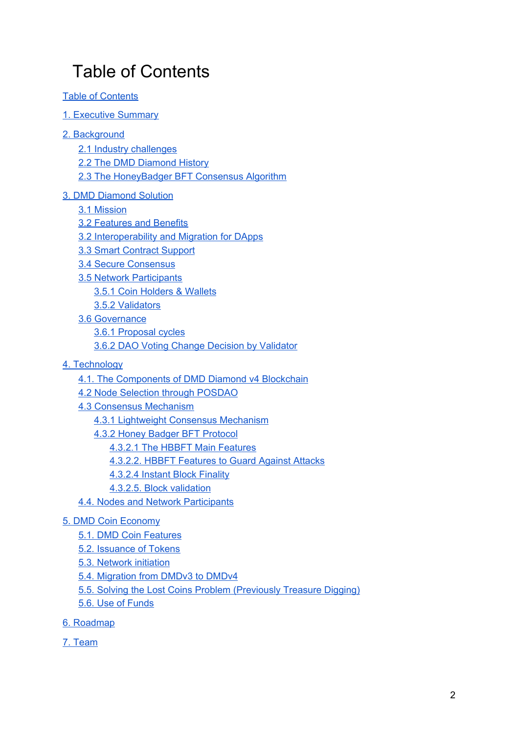# Table of Contents

Table of Contents

1. Executive Summary

2. Background
    - 2.1 Industry challenges
    - 2.2 The DMD Diamond History
    - 2.3 The HoneyBadger BFT Consensus Algorithm

3. DMD Diamond Solution
    - 3.1 Mission
    - 3.2 Features and Benefits
    - 3.2 Interoperability and Migration for DApps
    - 3.3 Smart Contract Support
    - 3.4 Secure Consensus
    - 3.5 Network Participants
        - 3.5.1 Coin Holders & Wallets
        - 3.5.2 Validators
    - 3.6 Governance
        - 3.6.1 Proposal cycles
        - 3.6.2 DAO Voting Change Decision by Validator

4. Technology
    - 4.1. The Components of DMD Diamond v4 Blockchain
    - 4.2 Node Selection through POSDAO
    - 4.3 Consensus Mechanism
        - 4.3.1 Lightweight Consensus Mechanism
        - 4.3.2 Honey Badger BFT Protocol
            - 4.3.2.1 The HBBFT Main Features
            - 4.3.2.2. HBBFT Features to Guard Against Attacks
            - 4.3.2.4 Instant Block Finality
            - 4.3.2.5. Block validation
    - 4.4. Nodes and Network Participants

5. DMD Coin Economy
    - 5.1. DMD Coin Features
    - 5.2. Issuance of Tokens
    - 5.3. Network initiation
    - 5.4. Migration from DMDv3 to DMDv4
    - 5.5. Solving the Lost Coins Problem (Previously Treasure Digging)
    - 5.6. Use of Funds

6. Roadmap

7. Team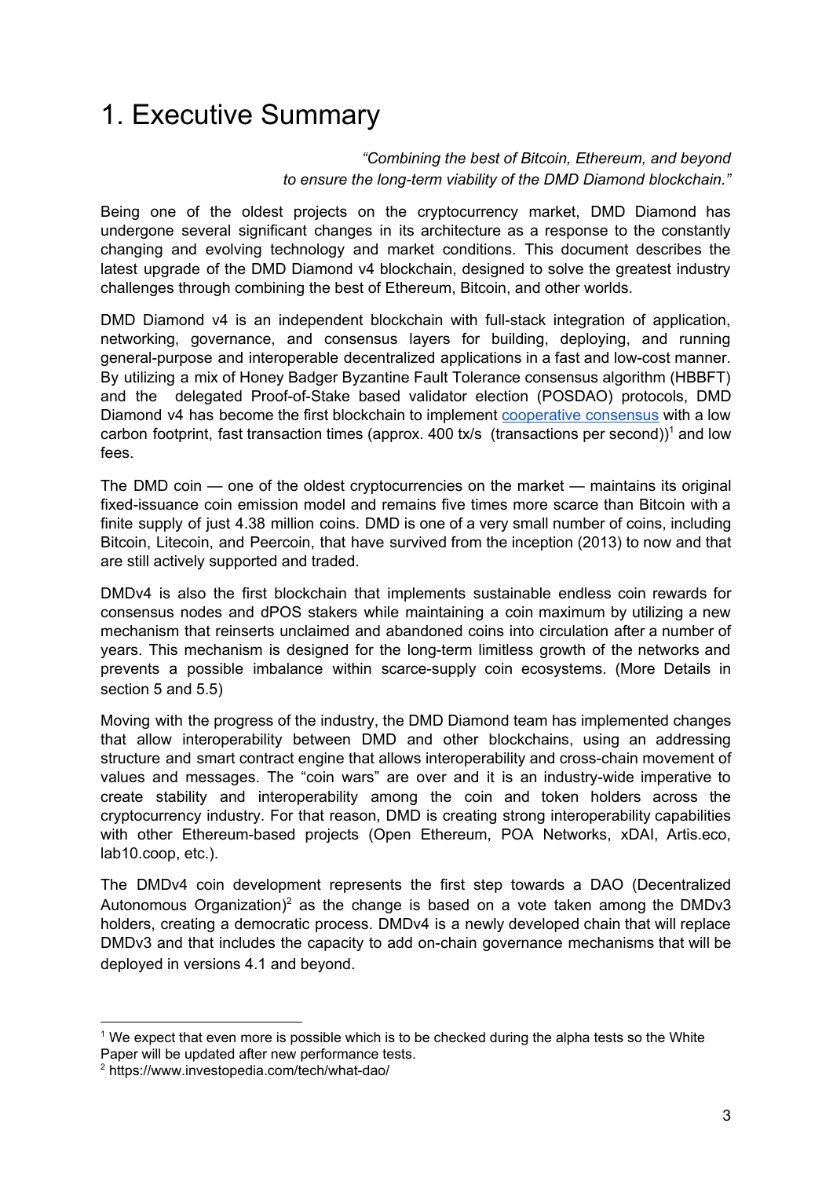# 1. Executive Summary

*"Combining the best of Bitcoin, Ethereum, and beyond to ensure the long-term viability of the DMD Diamond blockchain."*

Being one of the oldest projects on the cryptocurrency market, DMD Diamond has undergone several significant changes in its architecture as a response to the constantly changing and evolving technology and market conditions. This document describes the latest upgrade of the DMD Diamond v4 blockchain, designed to solve the greatest industry challenges through combining the best of Ethereum, Bitcoin, and other worlds.

DMD Diamond v4 is an independent blockchain with full-stack integration of application, networking, governance, and consensus layers for building, deploying, and running general-purpose and interoperable decentralized applications in a fast and low-cost manner. By utilizing a mix of Honey Badger Byzantine Fault Tolerance consensus algorithm (HBBFT) and the delegated Proof-of-Stake based validator election (POSDAO) protocols, DMD Diamond v4 has become the first blockchain to implement [cooperative consensus]() with a low carbon footprint, fast transaction times (approx. 400 tx/s (transactions per second))[1] and low fees.

The DMD coin — one of the oldest cryptocurrencies on the market — maintains its original fixed-issuance coin emission model and remains five times more scarce than Bitcoin with a finite supply of just 4.38 million coins. DMD is one of a very small number of coins, including Bitcoin, Litecoin, and Peercoin, that have survived from the inception (2013) to now and that are still actively supported and traded.

DMDv4 is also the first blockchain that implements sustainable endless coin rewards for consensus nodes and dPOS stakers while maintaining a coin maximum by utilizing a new mechanism that reinserts unclaimed and abandoned coins into circulation after a number of years. This mechanism is designed for the long-term limitless growth of the networks and prevents a possible imbalance within scarce-supply coin ecosystems. (More Details in section 5 and 5.5)

Moving with the progress of the industry, the DMD Diamond team has implemented changes that allow interoperability between DMD and other blockchains, using an addressing structure and smart contract engine that allows interoperability and cross-chain movement of values and messages. The "coin wars" are over and it is an industry-wide imperative to create stability and interoperability among the coin and token holders across the cryptocurrency industry. For that reason, DMD is creating strong interoperability capabilities with other Ethereum-based projects (Open Ethereum, POA Networks, xDAI, Artis.eco, lab10.coop, etc.).

The DMDv4 coin development represents the first step towards a DAO (Decentralized Autonomous Organization)[2] as the change is based on a vote taken among the DMDv3 holders, creating a democratic process. DMDv4 is a newly developed chain that will replace DMDv3 and that includes the capacity to add on-chain governance mechanisms that will be deployed in versions 4.1 and beyond.

---

[1] We expect that even more is possible which is to be checked during the alpha tests so the White Paper will be updated after new performance tests.

[2] https://www.investopedia.com/tech/what-dao/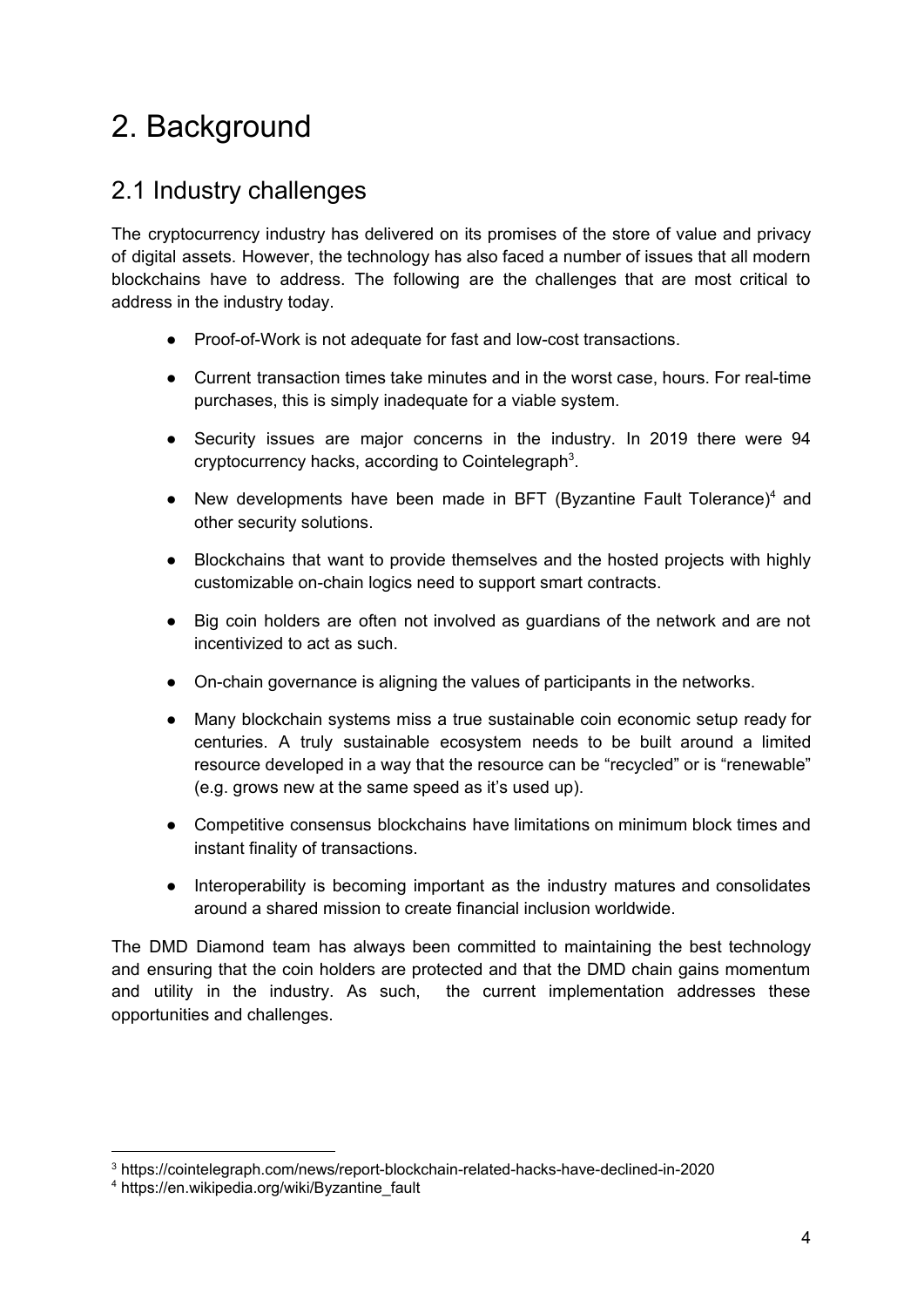# 2. Background

## 2.1 Industry challenges

The cryptocurrency industry has delivered on its promises of the store of value and privacy of digital assets. However, the technology has also faced a number of issues that all modern blockchains have to address. The following are the challenges that are most critical to address in the industry today.

- Proof-of-Work is not adequate for fast and low-cost transactions.
- Current transaction times take minutes and in the worst case, hours. For real-time purchases, this is simply inadequate for a viable system.
- Security issues are major concerns in the industry. In 2019 there were 94 cryptocurrency hacks, according to Cointelegraph[3].
- New developments have been made in BFT (Byzantine Fault Tolerance)[4] and other security solutions.
- Blockchains that want to provide themselves and the hosted projects with highly customizable on-chain logics need to support smart contracts.
- Big coin holders are often not involved as guardians of the network and are not incentivized to act as such.
- On-chain governance is aligning the values of participants in the networks.
- Many blockchain systems miss a true sustainable coin economic setup ready for centuries. A truly sustainable ecosystem needs to be built around a limited resource developed in a way that the resource can be "recycled" or is "renewable" (e.g. grows new at the same speed as it's used up).
- Competitive consensus blockchains have limitations on minimum block times and instant finality of transactions.
- Interoperability is becoming important as the industry matures and consolidates around a shared mission to create financial inclusion worldwide.

The DMD Diamond team has always been committed to maintaining the best technology and ensuring that the coin holders are protected and that the DMD chain gains momentum and utility in the industry. As such, the current implementation addresses these opportunities and challenges.

[3] https://cointelegraph.com/news/report-blockchain-related-hacks-have-declined-in-2020

[4] https://en.wikipedia.org/wiki/Byzantine_fault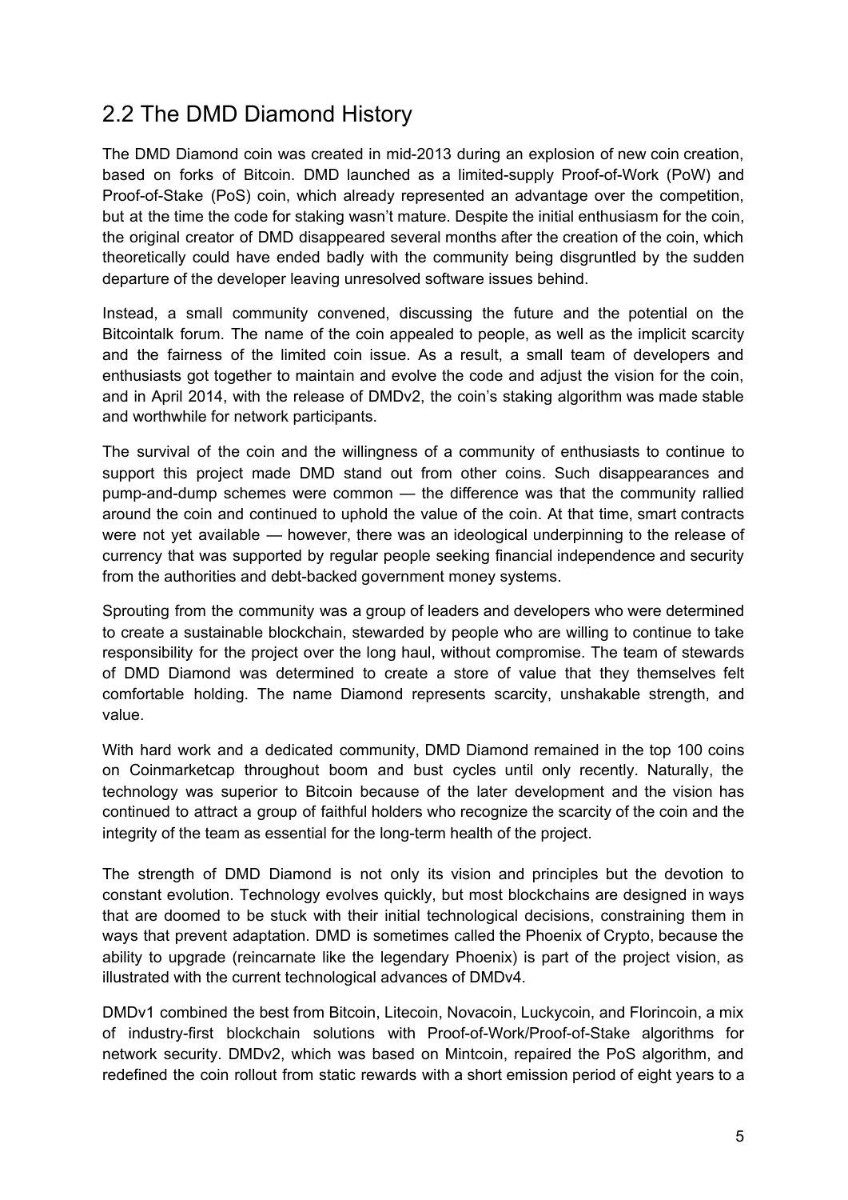## 2.2 The DMD Diamond History

The DMD Diamond coin was created in mid-2013 during an explosion of new coin creation, based on forks of Bitcoin. DMD launched as a limited-supply Proof-of-Work (PoW) and Proof-of-Stake (PoS) coin, which already represented an advantage over the competition, but at the time the code for staking wasn't mature. Despite the initial enthusiasm for the coin, the original creator of DMD disappeared several months after the creation of the coin, which theoretically could have ended badly with the community being disgruntled by the sudden departure of the developer leaving unresolved software issues behind.

Instead, a small community convened, discussing the future and the potential on the Bitcointalk forum. The name of the coin appealed to people, as well as the implicit scarcity and the fairness of the limited coin issue. As a result, a small team of developers and enthusiasts got together to maintain and evolve the code and adjust the vision for the coin, and in April 2014, with the release of DMDv2, the coin's staking algorithm was made stable and worthwhile for network participants.

The survival of the coin and the willingness of a community of enthusiasts to continue to support this project made DMD stand out from other coins. Such disappearances and pump-and-dump schemes were common — the difference was that the community rallied around the coin and continued to uphold the value of the coin. At that time, smart contracts were not yet available — however, there was an ideological underpinning to the release of currency that was supported by regular people seeking financial independence and security from the authorities and debt-backed government money systems.

Sprouting from the community was a group of leaders and developers who were determined to create a sustainable blockchain, stewarded by people who are willing to continue to take responsibility for the project over the long haul, without compromise. The team of stewards of DMD Diamond was determined to create a store of value that they themselves felt comfortable holding. The name Diamond represents scarcity, unshakable strength, and value.

With hard work and a dedicated community, DMD Diamond remained in the top 100 coins on Coinmarketcap throughout boom and bust cycles until only recently. Naturally, the technology was superior to Bitcoin because of the later development and the vision has continued to attract a group of faithful holders who recognize the scarcity of the coin and the integrity of the team as essential for the long-term health of the project.

The strength of DMD Diamond is not only its vision and principles but the devotion to constant evolution. Technology evolves quickly, but most blockchains are designed in ways that are doomed to be stuck with their initial technological decisions, constraining them in ways that prevent adaptation. DMD is sometimes called the Phoenix of Crypto, because the ability to upgrade (reincarnate like the legendary Phoenix) is part of the project vision, as illustrated with the current technological advances of DMDv4.

DMDv1 combined the best from Bitcoin, Litecoin, Novacoin, Luckycoin, and Florincoin, a mix of industry-first blockchain solutions with Proof-of-Work/Proof-of-Stake algorithms for network security. DMDv2, which was based on Mintcoin, repaired the PoS algorithm, and redefined the coin rollout from static rewards with a short emission period of eight years to a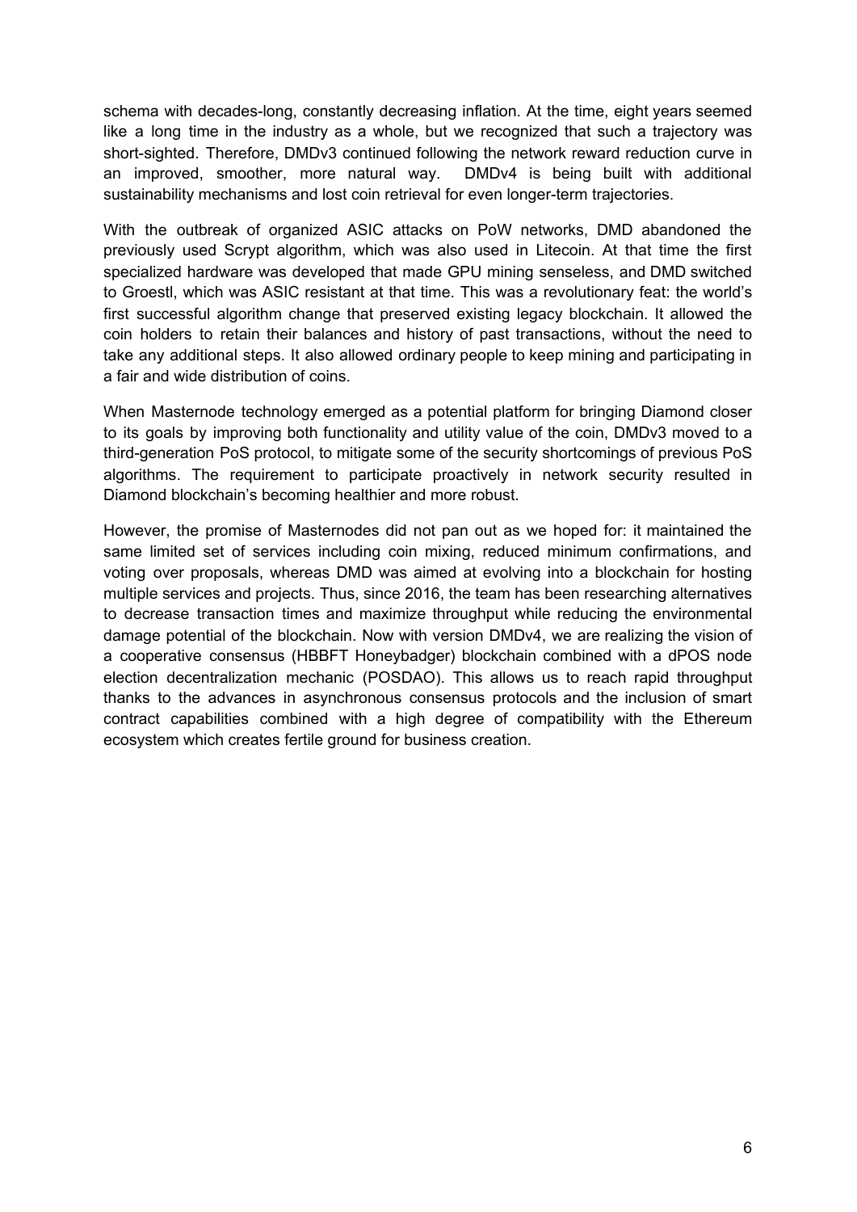schema with decades-long, constantly decreasing inflation. At the time, eight years seemed like a long time in the industry as a whole, but we recognized that such a trajectory was short-sighted. Therefore, DMDv3 continued following the network reward reduction curve in an improved, smoother, more natural way. DMDv4 is being built with additional sustainability mechanisms and lost coin retrieval for even longer-term trajectories.

With the outbreak of organized ASIC attacks on PoW networks, DMD abandoned the previously used Scrypt algorithm, which was also used in Litecoin. At that time the first specialized hardware was developed that made GPU mining senseless, and DMD switched to Groestl, which was ASIC resistant at that time. This was a revolutionary feat: the world's first successful algorithm change that preserved existing legacy blockchain. It allowed the coin holders to retain their balances and history of past transactions, without the need to take any additional steps. It also allowed ordinary people to keep mining and participating in a fair and wide distribution of coins.

When Masternode technology emerged as a potential platform for bringing Diamond closer to its goals by improving both functionality and utility value of the coin, DMDv3 moved to a third-generation PoS protocol, to mitigate some of the security shortcomings of previous PoS algorithms. The requirement to participate proactively in network security resulted in Diamond blockchain's becoming healthier and more robust.

However, the promise of Masternodes did not pan out as we hoped for: it maintained the same limited set of services including coin mixing, reduced minimum confirmations, and voting over proposals, whereas DMD was aimed at evolving into a blockchain for hosting multiple services and projects. Thus, since 2016, the team has been researching alternatives to decrease transaction times and maximize throughput while reducing the environmental damage potential of the blockchain. Now with version DMDv4, we are realizing the vision of a cooperative consensus (HBBFT Honeybadger) blockchain combined with a dPOS node election decentralization mechanic (POSDAO). This allows us to reach rapid throughput thanks to the advances in asynchronous consensus protocols and the inclusion of smart contract capabilities combined with a high degree of compatibility with the Ethereum ecosystem which creates fertile ground for business creation.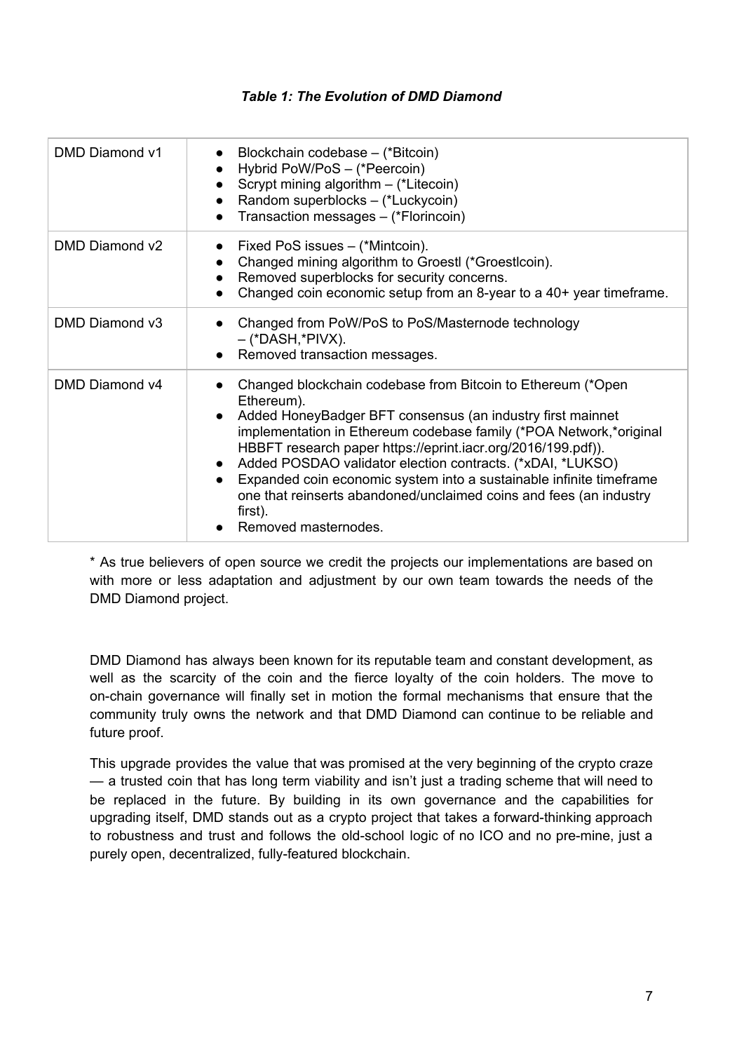***Table 1: The Evolution of DMD Diamond***

| | |
|---|---|
| DMD Diamond v1 | • Blockchain codebase – (*Bitcoin)<br>• Hybrid PoW/PoS – (*Peercoin)<br>• Scrypt mining algorithm – (*Litecoin)<br>• Random superblocks – (*Luckycoin)<br>• Transaction messages – (*Florincoin) |
| DMD Diamond v2 | • Fixed PoS issues – (*Mintcoin).<br>• Changed mining algorithm to Groestl (*Groestlcoin).<br>• Removed superblocks for security concerns.<br>• Changed coin economic setup from an 8-year to a 40+ year timeframe. |
| DMD Diamond v3 | • Changed from PoW/PoS to PoS/Masternode technology – (*DASH,*PIVX).<br>• Removed transaction messages. |
| DMD Diamond v4 | • Changed blockchain codebase from Bitcoin to Ethereum (*Open Ethereum).<br>• Added HoneyBadger BFT consensus (an industry first mainnet implementation in Ethereum codebase family (*POA Network,*original HBBFT research paper https://eprint.iacr.org/2016/199.pdf)).<br>• Added POSDAO validator election contracts. (*xDAI, *LUKSO)<br>• Expanded coin economic system into a sustainable infinite timeframe one that reinserts abandoned/unclaimed coins and fees (an industry first).<br>• Removed masternodes. |

* As true believers of open source we credit the projects our implementations are based on with more or less adaptation and adjustment by our own team towards the needs of the DMD Diamond project.

DMD Diamond has always been known for its reputable team and constant development, as well as the scarcity of the coin and the fierce loyalty of the coin holders. The move to on-chain governance will finally set in motion the formal mechanisms that ensure that the community truly owns the network and that DMD Diamond can continue to be reliable and future proof.

This upgrade provides the value that was promised at the very beginning of the crypto craze — a trusted coin that has long term viability and isn't just a trading scheme that will need to be replaced in the future. By building in its own governance and the capabilities for upgrading itself, DMD stands out as a crypto project that takes a forward-thinking approach to robustness and trust and follows the old-school logic of no ICO and no pre-mine, just a purely open, decentralized, fully-featured blockchain.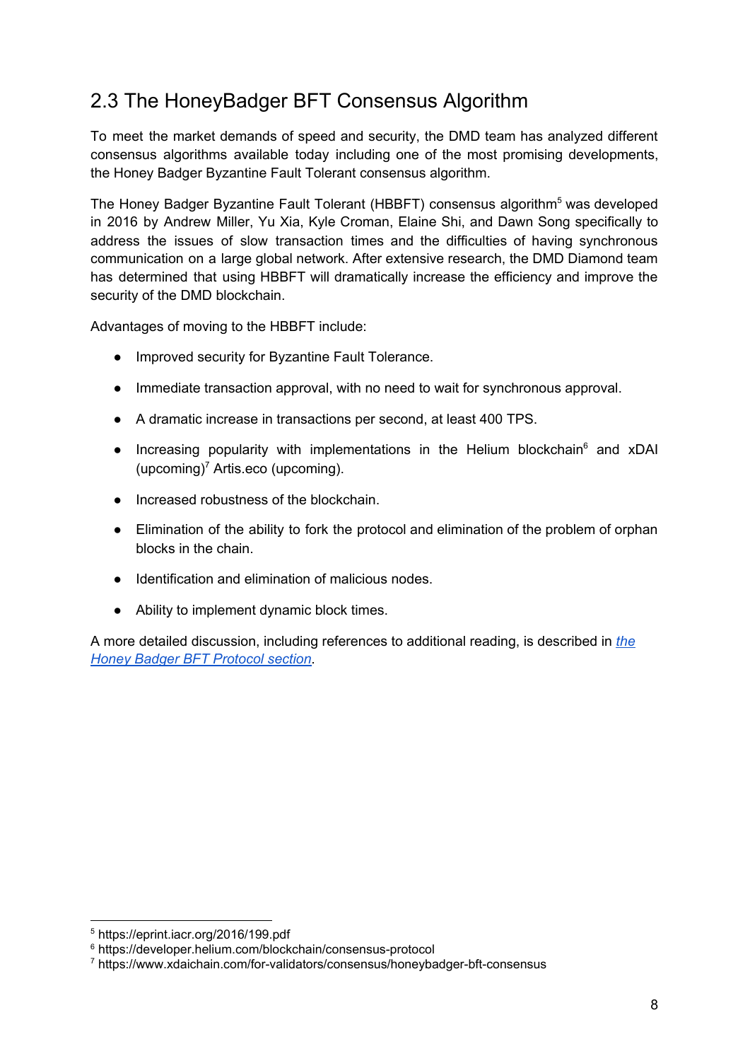## 2.3 The HoneyBadger BFT Consensus Algorithm

To meet the market demands of speed and security, the DMD team has analyzed different consensus algorithms available today including one of the most promising developments, the Honey Badger Byzantine Fault Tolerant consensus algorithm.

The Honey Badger Byzantine Fault Tolerant (HBBFT) consensus algorithm[5] was developed in 2016 by Andrew Miller, Yu Xia, Kyle Croman, Elaine Shi, and Dawn Song specifically to address the issues of slow transaction times and the difficulties of having synchronous communication on a large global network. After extensive research, the DMD Diamond team has determined that using HBBFT will dramatically increase the efficiency and improve the security of the DMD blockchain.

Advantages of moving to the HBBFT include:

- Improved security for Byzantine Fault Tolerance.
- Immediate transaction approval, with no need to wait for synchronous approval.
- A dramatic increase in transactions per second, at least 400 TPS.
- Increasing popularity with implementations in the Helium blockchain[6] and xDAI (upcoming)[7] Artis.eco (upcoming).
- Increased robustness of the blockchain.
- Elimination of the ability to fork the protocol and elimination of the problem of orphan blocks in the chain.
- Identification and elimination of malicious nodes.
- Ability to implement dynamic block times.

A more detailed discussion, including references to additional reading, is described in *the Honey Badger BFT Protocol section*.

---

[5] https://eprint.iacr.org/2016/199.pdf
[6] https://developer.helium.com/blockchain/consensus-protocol
[7] https://www.xdaichain.com/for-validators/consensus/honeybadger-bft-consensus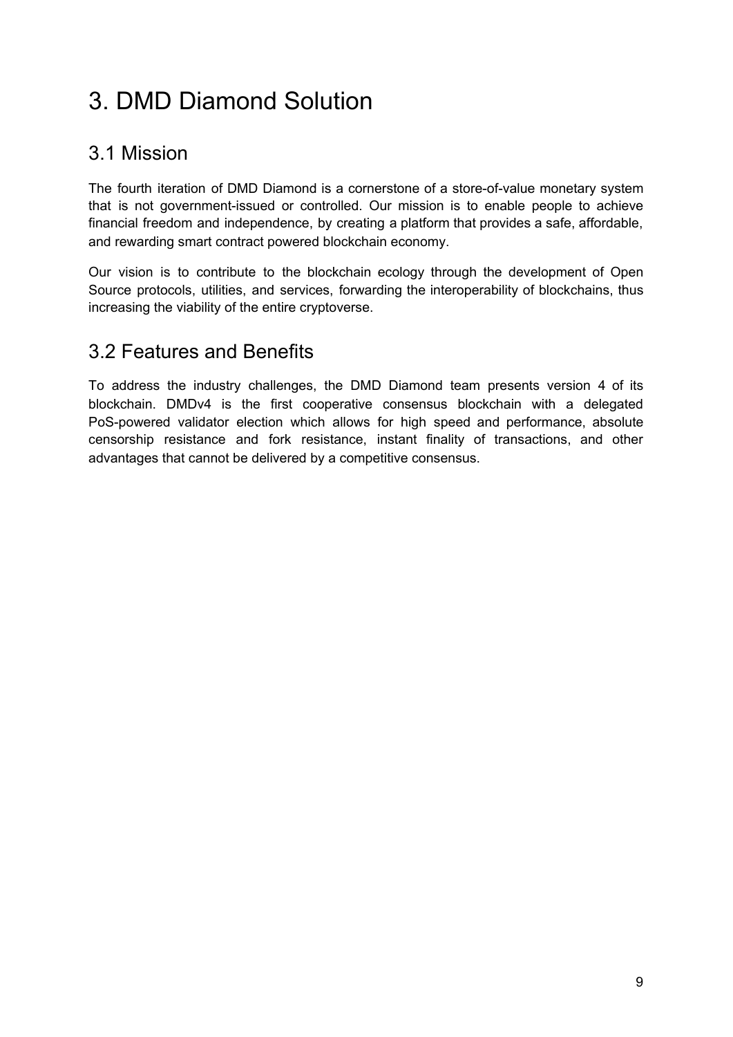# 3. DMD Diamond Solution

## 3.1 Mission

The fourth iteration of DMD Diamond is a cornerstone of a store-of-value monetary system that is not government-issued or controlled. Our mission is to enable people to achieve financial freedom and independence, by creating a platform that provides a safe, affordable, and rewarding smart contract powered blockchain economy.

Our vision is to contribute to the blockchain ecology through the development of Open Source protocols, utilities, and services, forwarding the interoperability of blockchains, thus increasing the viability of the entire cryptoverse.

## 3.2 Features and Benefits

To address the industry challenges, the DMD Diamond team presents version 4 of its blockchain. DMDv4 is the first cooperative consensus blockchain with a delegated PoS-powered validator election which allows for high speed and performance, absolute censorship resistance and fork resistance, instant finality of transactions, and other advantages that cannot be delivered by a competitive consensus.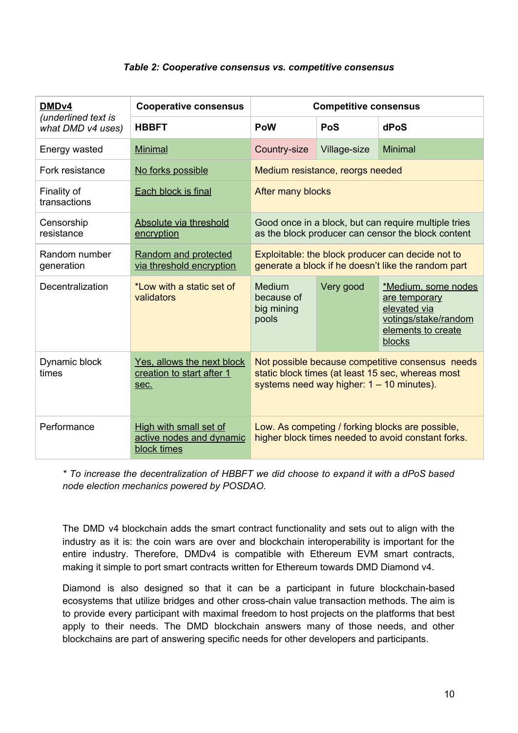***Table 2: Cooperative consensus vs. competitive consensus***

| **DMDv4** *(underlined text is what DMD v4 uses)* | **Cooperative consensus** | **Competitive consensus** | | |
|---|---|---|---|---|
| | **HBBFT** | **PoW** | **PoS** | **dPoS** |
| Energy wasted | Minimal | Country-size | Village-size | Minimal |
| Fork resistance | No forks possible | Medium resistance, reorgs needed | | |
| Finality of transactions | Each block is final | After many blocks | | |
| Censorship resistance | Absolute via threshold encryption | Good once in a block, but can require multiple tries as the block producer can censor the block content | | |
| Random number generation | Random and protected via threshold encryption | Exploitable: the block producer can decide not to generate a block if he doesn't like the random part | | |
| Decentralization | *Low with a static set of validators | Medium because of big mining pools | Very good | *Medium, some nodes are temporary elevated via votings/stake/random elements to create blocks |
| Dynamic block times | Yes, allows the next block creation to start after 1 sec. | Not possible because competitive consensus needs static block times (at least 15 sec, whereas most systems need way higher: 1 – 10 minutes). | | |
| Performance | High with small set of active nodes and dynamic block times | Low. As competing / forking blocks are possible, higher block times needed to avoid constant forks. | | |

*\* To increase the decentralization of HBBFT we did choose to expand it with a dPoS based node election mechanics powered by POSDAO.*

The DMD v4 blockchain adds the smart contract functionality and sets out to align with the industry as it is: the coin wars are over and blockchain interoperability is important for the entire industry. Therefore, DMDv4 is compatible with Ethereum EVM smart contracts, making it simple to port smart contracts written for Ethereum towards DMD Diamond v4.

Diamond is also designed so that it can be a participant in future blockchain-based ecosystems that utilize bridges and other cross-chain value transaction methods. The aim is to provide every participant with maximal freedom to host projects on the platforms that best apply to their needs. The DMD blockchain answers many of those needs, and other blockchains are part of answering specific needs for other developers and participants.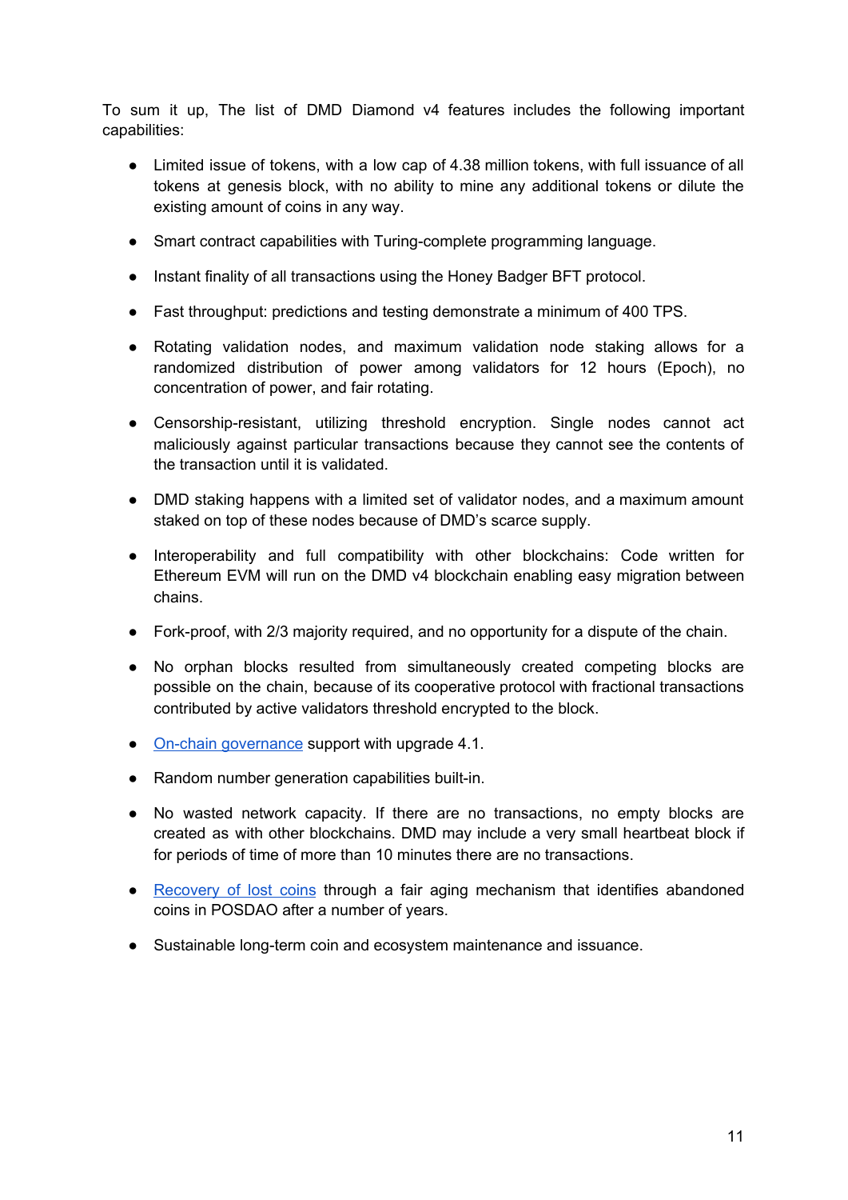To sum it up, The list of DMD Diamond v4 features includes the following important capabilities:

- Limited issue of tokens, with a low cap of 4.38 million tokens, with full issuance of all tokens at genesis block, with no ability to mine any additional tokens or dilute the existing amount of coins in any way.
- Smart contract capabilities with Turing-complete programming language.
- Instant finality of all transactions using the Honey Badger BFT protocol.
- Fast throughput: predictions and testing demonstrate a minimum of 400 TPS.
- Rotating validation nodes, and maximum validation node staking allows for a randomized distribution of power among validators for 12 hours (Epoch), no concentration of power, and fair rotating.
- Censorship-resistant, utilizing threshold encryption. Single nodes cannot act maliciously against particular transactions because they cannot see the contents of the transaction until it is validated.
- DMD staking happens with a limited set of validator nodes, and a maximum amount staked on top of these nodes because of DMD's scarce supply.
- Interoperability and full compatibility with other blockchains: Code written for Ethereum EVM will run on the DMD v4 blockchain enabling easy migration between chains.
- Fork-proof, with 2/3 majority required, and no opportunity for a dispute of the chain.
- No orphan blocks resulted from simultaneously created competing blocks are possible on the chain, because of its cooperative protocol with fractional transactions contributed by active validators threshold encrypted to the block.
- On-chain governance support with upgrade 4.1.
- Random number generation capabilities built-in.
- No wasted network capacity. If there are no transactions, no empty blocks are created as with other blockchains. DMD may include a very small heartbeat block if for periods of time of more than 10 minutes there are no transactions.
- Recovery of lost coins through a fair aging mechanism that identifies abandoned coins in POSDAO after a number of years.
- Sustainable long-term coin and ecosystem maintenance and issuance.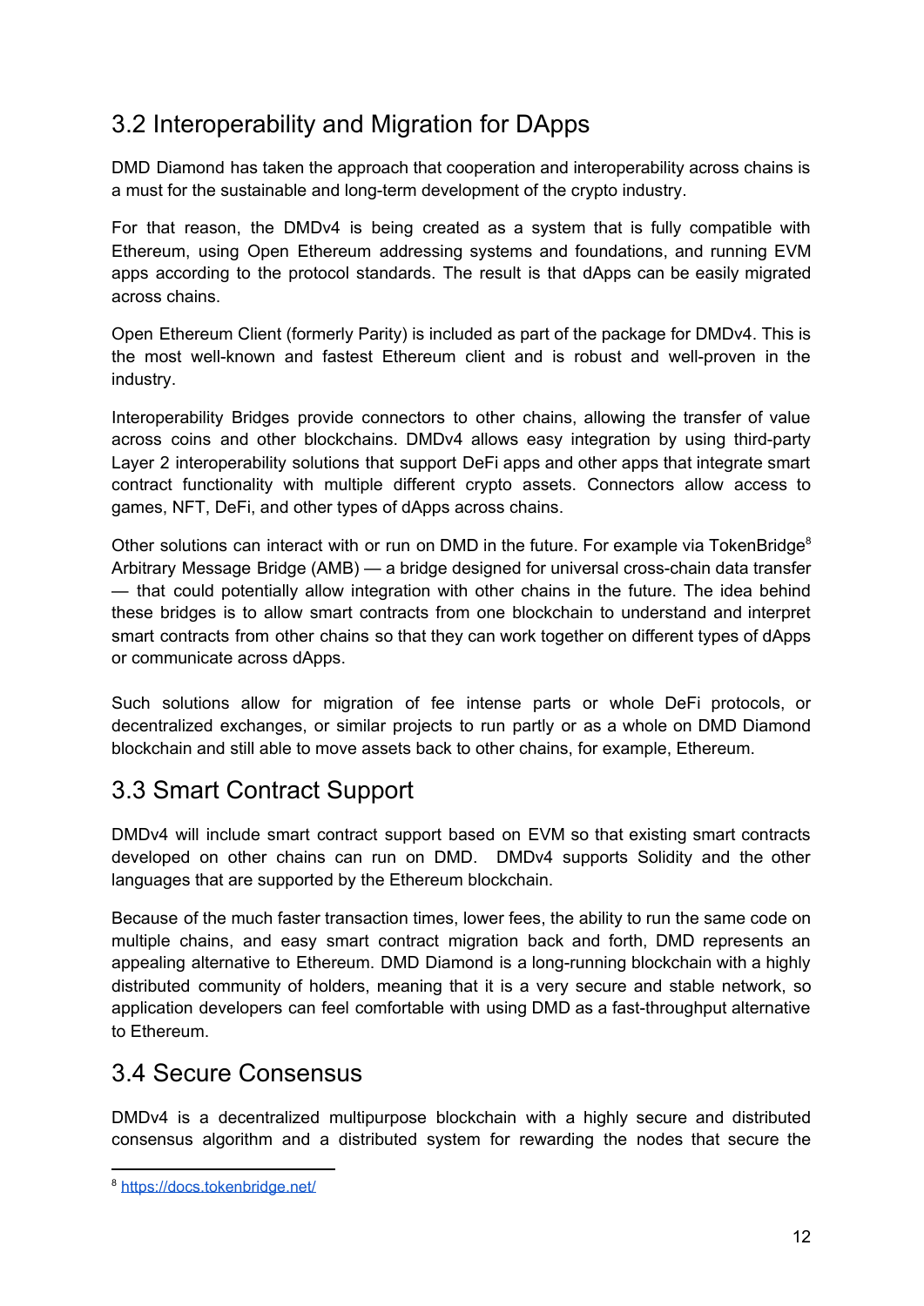## 3.2 Interoperability and Migration for DApps

DMD Diamond has taken the approach that cooperation and interoperability across chains is a must for the sustainable and long-term development of the crypto industry.

For that reason, the DMDv4 is being created as a system that is fully compatible with Ethereum, using Open Ethereum addressing systems and foundations, and running EVM apps according to the protocol standards. The result is that dApps can be easily migrated across chains.

Open Ethereum Client (formerly Parity) is included as part of the package for DMDv4. This is the most well-known and fastest Ethereum client and is robust and well-proven in the industry.

Interoperability Bridges provide connectors to other chains, allowing the transfer of value across coins and other blockchains. DMDv4 allows easy integration by using third-party Layer 2 interoperability solutions that support DeFi apps and other apps that integrate smart contract functionality with multiple different crypto assets. Connectors allow access to games, NFT, DeFi, and other types of dApps across chains.

Other solutions can interact with or run on DMD in the future. For example via TokenBridge[8] Arbitrary Message Bridge (AMB) — a bridge designed for universal cross-chain data transfer — that could potentially allow integration with other chains in the future. The idea behind these bridges is to allow smart contracts from one blockchain to understand and interpret smart contracts from other chains so that they can work together on different types of dApps or communicate across dApps.

Such solutions allow for migration of fee intense parts or whole DeFi protocols, or decentralized exchanges, or similar projects to run partly or as a whole on DMD Diamond blockchain and still able to move assets back to other chains, for example, Ethereum.

## 3.3 Smart Contract Support

DMDv4 will include smart contract support based on EVM so that existing smart contracts developed on other chains can run on DMD. DMDv4 supports Solidity and the other languages that are supported by the Ethereum blockchain.

Because of the much faster transaction times, lower fees, the ability to run the same code on multiple chains, and easy smart contract migration back and forth, DMD represents an appealing alternative to Ethereum. DMD Diamond is a long-running blockchain with a highly distributed community of holders, meaning that it is a very secure and stable network, so application developers can feel comfortable with using DMD as a fast-throughput alternative to Ethereum.

## 3.4 Secure Consensus

DMDv4 is a decentralized multipurpose blockchain with a highly secure and distributed consensus algorithm and a distributed system for rewarding the nodes that secure the

---

[8] https://docs.tokenbridge.net/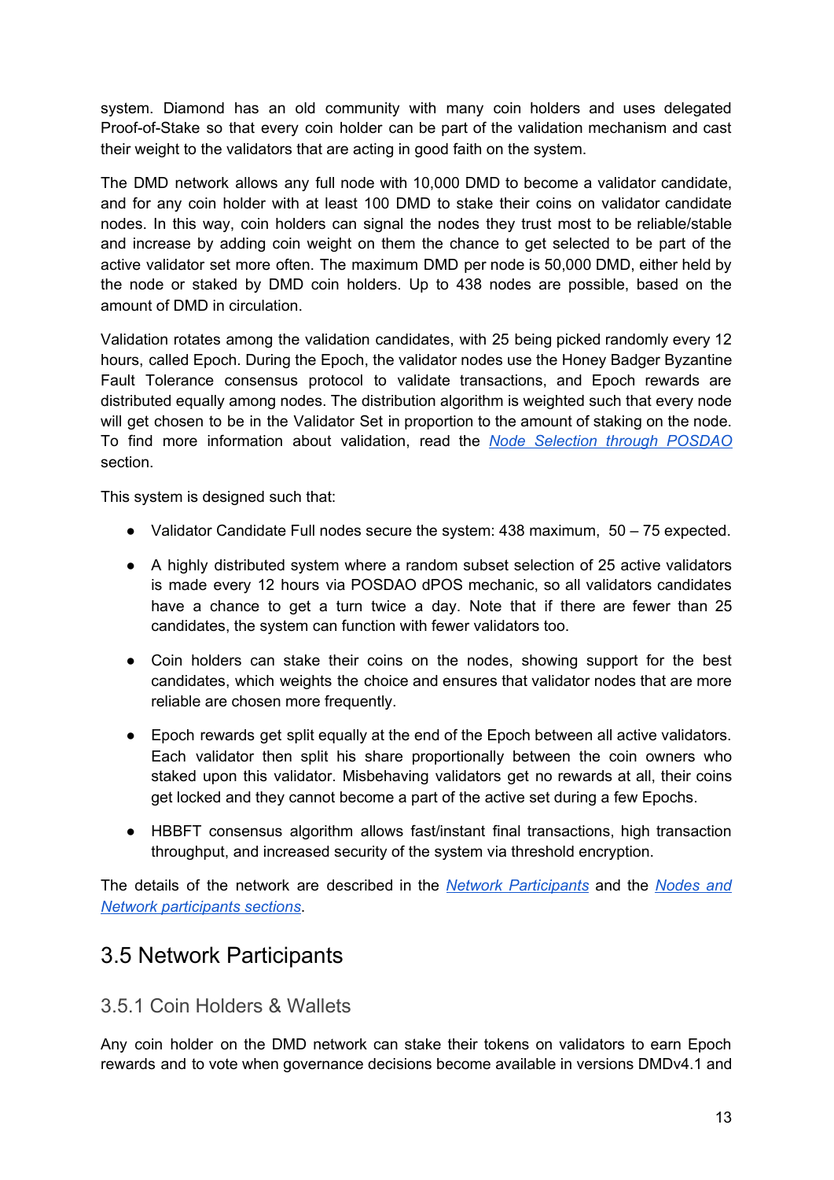system. Diamond has an old community with many coin holders and uses delegated Proof-of-Stake so that every coin holder can be part of the validation mechanism and cast their weight to the validators that are acting in good faith on the system.

The DMD network allows any full node with 10,000 DMD to become a validator candidate, and for any coin holder with at least 100 DMD to stake their coins on validator candidate nodes. In this way, coin holders can signal the nodes they trust most to be reliable/stable and increase by adding coin weight on them the chance to get selected to be part of the active validator set more often. The maximum DMD per node is 50,000 DMD, either held by the node or staked by DMD coin holders. Up to 438 nodes are possible, based on the amount of DMD in circulation.

Validation rotates among the validation candidates, with 25 being picked randomly every 12 hours, called Epoch. During the Epoch, the validator nodes use the Honey Badger Byzantine Fault Tolerance consensus protocol to validate transactions, and Epoch rewards are distributed equally among nodes. The distribution algorithm is weighted such that every node will get chosen to be in the Validator Set in proportion to the amount of staking on the node. To find more information about validation, read the [Node Selection through POSDAO]() section.

This system is designed such that:

- Validator Candidate Full nodes secure the system: 438 maximum, 50 – 75 expected.
- A highly distributed system where a random subset selection of 25 active validators is made every 12 hours via POSDAO dPOS mechanic, so all validators candidates have a chance to get a turn twice a day. Note that if there are fewer than 25 candidates, the system can function with fewer validators too.
- Coin holders can stake their coins on the nodes, showing support for the best candidates, which weights the choice and ensures that validator nodes that are more reliable are chosen more frequently.
- Epoch rewards get split equally at the end of the Epoch between all active validators. Each validator then split his share proportionally between the coin owners who staked upon this validator. Misbehaving validators get no rewards at all, their coins get locked and they cannot become a part of the active set during a few Epochs.
- HBBFT consensus algorithm allows fast/instant final transactions, high transaction throughput, and increased security of the system via threshold encryption.

The details of the network are described in the [Network Participants]() and the [Nodes and Network participants sections]().

## 3.5 Network Participants

### 3.5.1 Coin Holders & Wallets

Any coin holder on the DMD network can stake their tokens on validators to earn Epoch rewards and to vote when governance decisions become available in versions DMDv4.1 and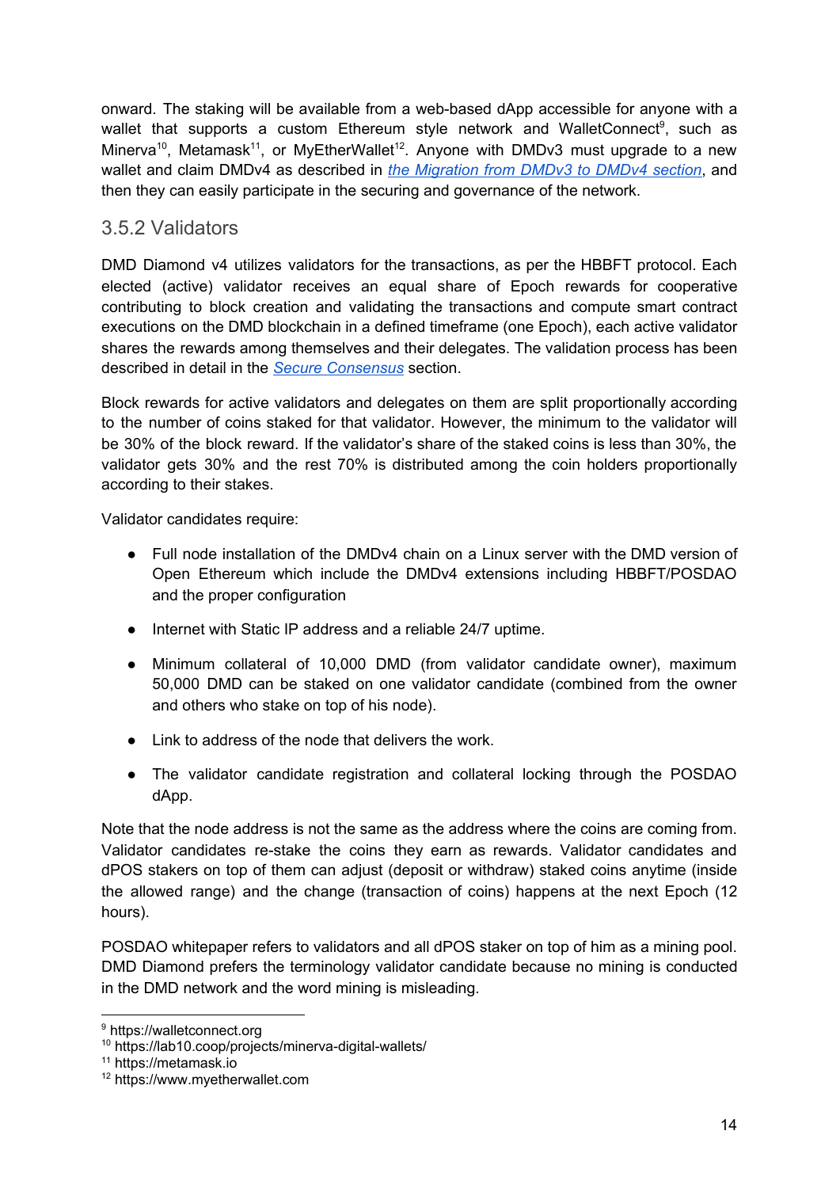onward. The staking will be available from a web-based dApp accessible for anyone with a wallet that supports a custom Ethereum style network and WalletConnect[9], such as Minerva[10], Metamask[11], or MyEtherWallet[12]. Anyone with DMDv3 must upgrade to a new wallet and claim DMDv4 as described in *the Migration from DMDv3 to DMDv4 section*, and then they can easily participate in the securing and governance of the network.

### 3.5.2 Validators

DMD Diamond v4 utilizes validators for the transactions, as per the HBBFT protocol. Each elected (active) validator receives an equal share of Epoch rewards for cooperative contributing to block creation and validating the transactions and compute smart contract executions on the DMD blockchain in a defined timeframe (one Epoch), each active validator shares the rewards among themselves and their delegates. The validation process has been described in detail in the *Secure Consensus* section.

Block rewards for active validators and delegates on them are split proportionally according to the number of coins staked for that validator. However, the minimum to the validator will be 30% of the block reward. If the validator's share of the staked coins is less than 30%, the validator gets 30% and the rest 70% is distributed among the coin holders proportionally according to their stakes.

Validator candidates require:

- Full node installation of the DMDv4 chain on a Linux server with the DMD version of Open Ethereum which include the DMDv4 extensions including HBBFT/POSDAO and the proper configuration
- Internet with Static IP address and a reliable 24/7 uptime.
- Minimum collateral of 10,000 DMD (from validator candidate owner), maximum 50,000 DMD can be staked on one validator candidate (combined from the owner and others who stake on top of his node).
- Link to address of the node that delivers the work.
- The validator candidate registration and collateral locking through the POSDAO dApp.

Note that the node address is not the same as the address where the coins are coming from. Validator candidates re-stake the coins they earn as rewards. Validator candidates and dPOS stakers on top of them can adjust (deposit or withdraw) staked coins anytime (inside the allowed range) and the change (transaction of coins) happens at the next Epoch (12 hours).

POSDAO whitepaper refers to validators and all dPOS staker on top of him as a mining pool. DMD Diamond prefers the terminology validator candidate because no mining is conducted in the DMD network and the word mining is misleading.

---

[9] https://walletconnect.org
[10] https://lab10.coop/projects/minerva-digital-wallets/
[11] https://metamask.io
[12] https://www.myetherwallet.com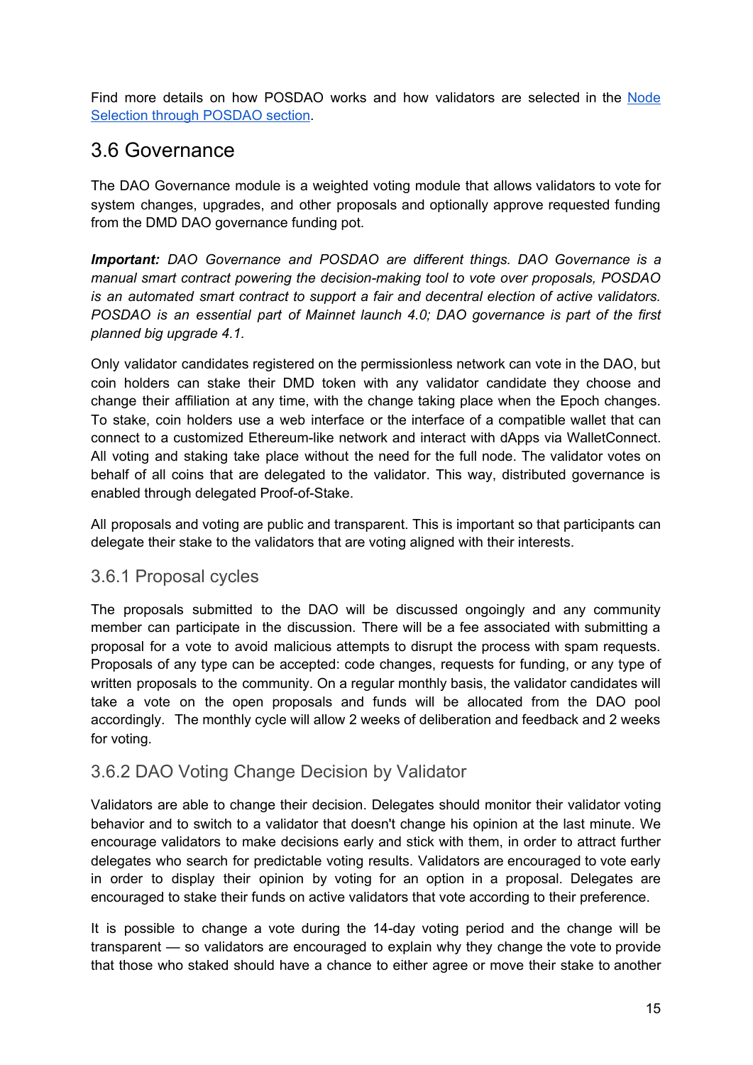Find more details on how POSDAO works and how validators are selected in the [Node Selection through POSDAO section](#).

## 3.6 Governance

The DAO Governance module is a weighted voting module that allows validators to vote for system changes, upgrades, and other proposals and optionally approve requested funding from the DMD DAO governance funding pot.

***Important:*** *DAO Governance and POSDAO are different things. DAO Governance is a manual smart contract powering the decision-making tool to vote over proposals, POSDAO is an automated smart contract to support a fair and decentral election of active validators. POSDAO is an essential part of Mainnet launch 4.0; DAO governance is part of the first planned big upgrade 4.1.*

Only validator candidates registered on the permissionless network can vote in the DAO, but coin holders can stake their DMD token with any validator candidate they choose and change their affiliation at any time, with the change taking place when the Epoch changes. To stake, coin holders use a web interface or the interface of a compatible wallet that can connect to a customized Ethereum-like network and interact with dApps via WalletConnect. All voting and staking take place without the need for the full node. The validator votes on behalf of all coins that are delegated to the validator. This way, distributed governance is enabled through delegated Proof-of-Stake.

All proposals and voting are public and transparent. This is important so that participants can delegate their stake to the validators that are voting aligned with their interests.

### 3.6.1 Proposal cycles

The proposals submitted to the DAO will be discussed ongoingly and any community member can participate in the discussion. There will be a fee associated with submitting a proposal for a vote to avoid malicious attempts to disrupt the process with spam requests. Proposals of any type can be accepted: code changes, requests for funding, or any type of written proposals to the community. On a regular monthly basis, the validator candidates will take a vote on the open proposals and funds will be allocated from the DAO pool accordingly. The monthly cycle will allow 2 weeks of deliberation and feedback and 2 weeks for voting.

### 3.6.2 DAO Voting Change Decision by Validator

Validators are able to change their decision. Delegates should monitor their validator voting behavior and to switch to a validator that doesn't change his opinion at the last minute. We encourage validators to make decisions early and stick with them, in order to attract further delegates who search for predictable voting results. Validators are encouraged to vote early in order to display their opinion by voting for an option in a proposal. Delegates are encouraged to stake their funds on active validators that vote according to their preference.

It is possible to change a vote during the 14-day voting period and the change will be transparent — so validators are encouraged to explain why they change the vote to provide that those who staked should have a chance to either agree or move their stake to another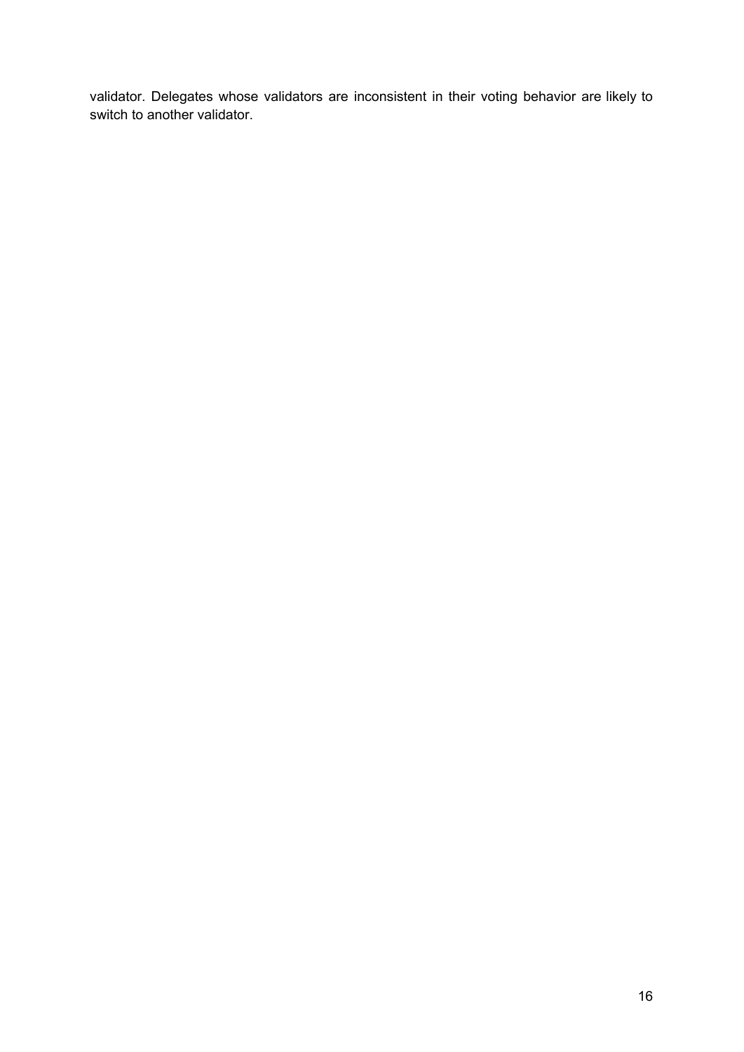validator. Delegates whose validators are inconsistent in their voting behavior are likely to switch to another validator.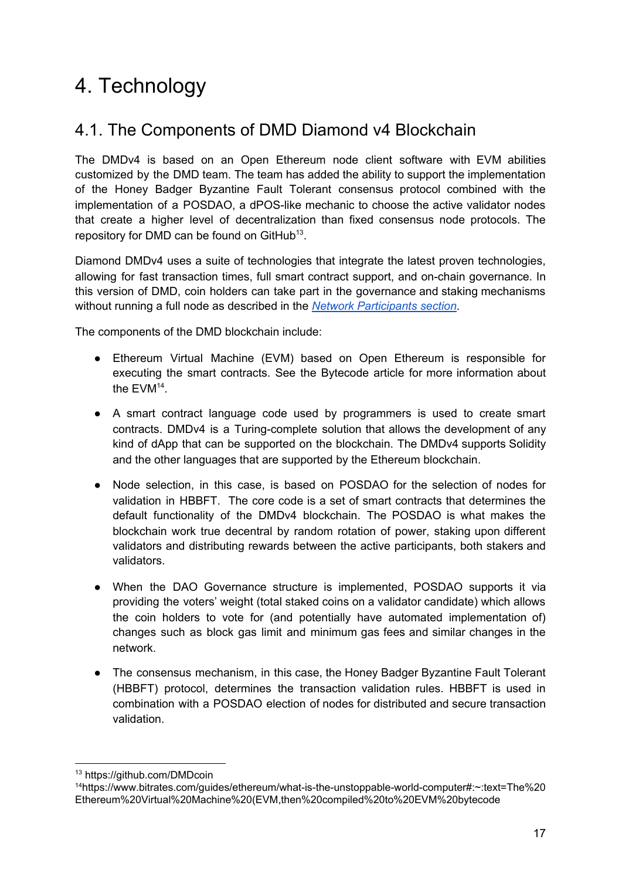# 4. Technology

## 4.1. The Components of DMD Diamond v4 Blockchain

The DMDv4 is based on an Open Ethereum node client software with EVM abilities customized by the DMD team. The team has added the ability to support the implementation of the Honey Badger Byzantine Fault Tolerant consensus protocol combined with the implementation of a POSDAO, a dPOS-like mechanic to choose the active validator nodes that create a higher level of decentralization than fixed consensus node protocols. The repository for DMD can be found on GitHub[13].

Diamond DMDv4 uses a suite of technologies that integrate the latest proven technologies, allowing for fast transaction times, full smart contract support, and on-chain governance. In this version of DMD, coin holders can take part in the governance and staking mechanisms without running a full node as described in the *Network Participants section*.

The components of the DMD blockchain include:

- Ethereum Virtual Machine (EVM) based on Open Ethereum is responsible for executing the smart contracts. See the Bytecode article for more information about the EVM[14].
- A smart contract language code used by programmers is used to create smart contracts. DMDv4 is a Turing-complete solution that allows the development of any kind of dApp that can be supported on the blockchain. The DMDv4 supports Solidity and the other languages that are supported by the Ethereum blockchain.
- Node selection, in this case, is based on POSDAO for the selection of nodes for validation in HBBFT. The core code is a set of smart contracts that determines the default functionality of the DMDv4 blockchain. The POSDAO is what makes the blockchain work true decentral by random rotation of power, staking upon different validators and distributing rewards between the active participants, both stakers and validators.
- When the DAO Governance structure is implemented, POSDAO supports it via providing the voters' weight (total staked coins on a validator candidate) which allows the coin holders to vote for (and potentially have automated implementation of) changes such as block gas limit and minimum gas fees and similar changes in the network.
- The consensus mechanism, in this case, the Honey Badger Byzantine Fault Tolerant (HBBFT) protocol, determines the transaction validation rules. HBBFT is used in combination with a POSDAO election of nodes for distributed and secure transaction validation.

---

[13] https://github.com/DMDcoin

[14] https://www.bitrates.com/guides/ethereum/what-is-the-unstoppable-world-computer#:~:text=The%20Ethereum%20Virtual%20Machine%20(EVM,then%20compiled%20to%20EVM%20bytecode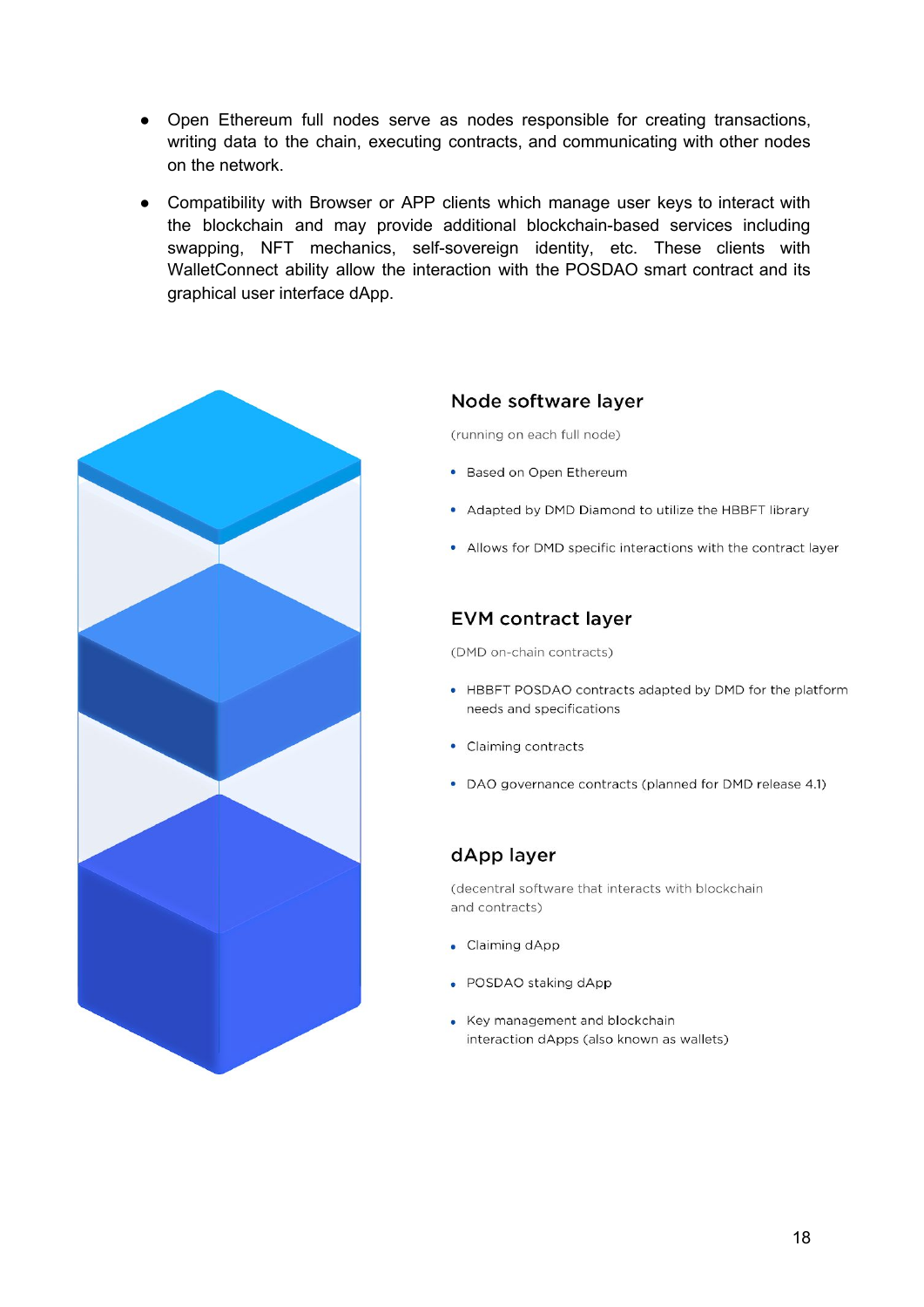- Open Ethereum full nodes serve as nodes responsible for creating transactions, writing data to the chain, executing contracts, and communicating with other nodes on the network.
- Compatibility with Browser or APP clients which manage user keys to interact with the blockchain and may provide additional blockchain-based services including swapping, NFT mechanics, self-sovereign identity, etc. These clients with WalletConnect ability allow the interaction with the POSDAO smart contract and its graphical user interface dApp.

### Node software layer

(running on each full node)

- Based on Open Ethereum
- Adapted by DMD Diamond to utilize the HBBFT library
- Allows for DMD specific interactions with the contract layer

### EVM contract layer

(DMD on-chain contracts)

- HBBFT POSDAO contracts adapted by DMD for the platform needs and specifications
- Claiming contracts
- DAO governance contracts (planned for DMD release 4.1)

### dApp layer

(decentral software that interacts with blockchain and contracts)

- Claiming dApp
- POSDAO staking dApp
- Key management and blockchain interaction dApps (also known as wallets)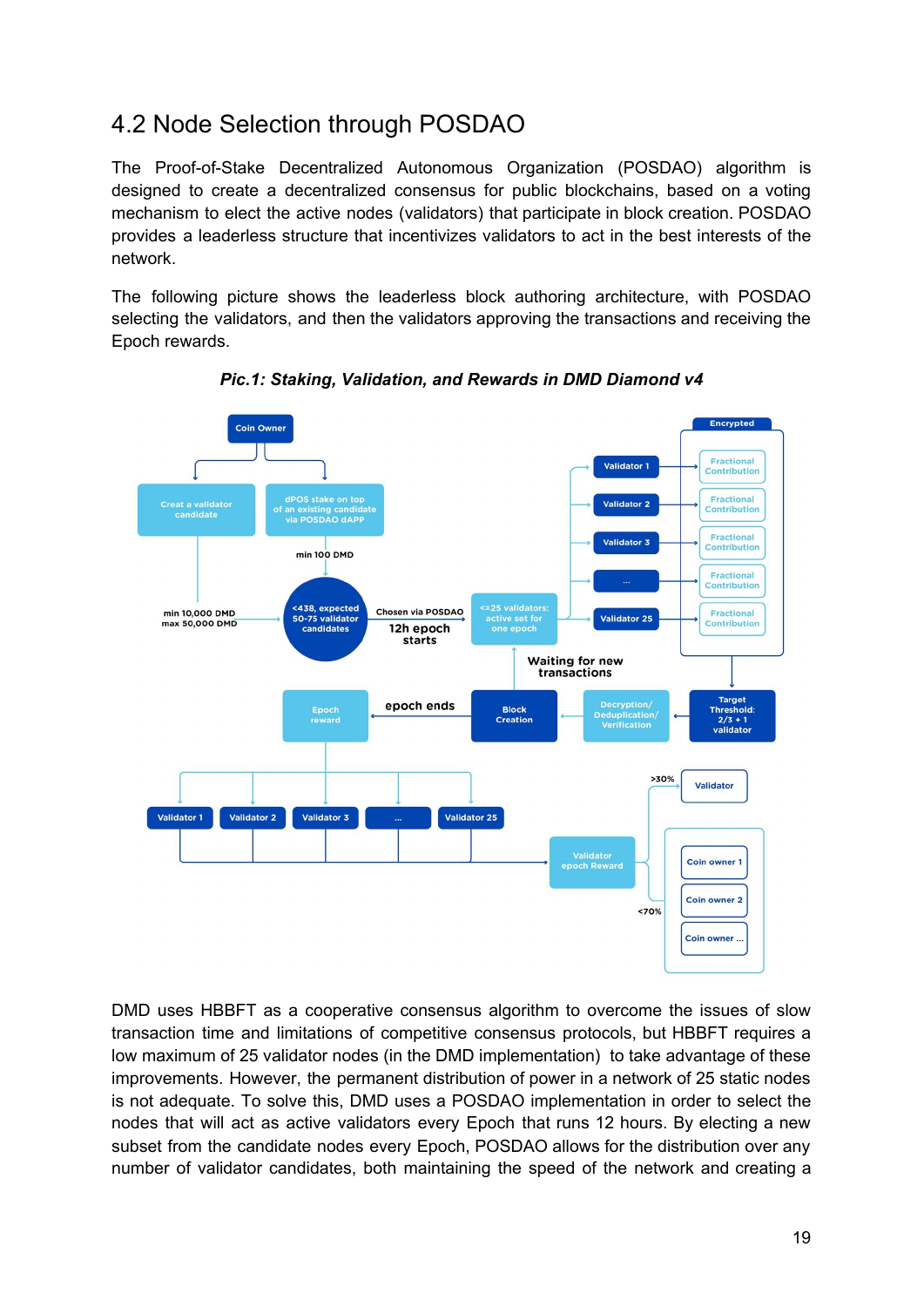## 4.2 Node Selection through POSDAO

The Proof-of-Stake Decentralized Autonomous Organization (POSDAO) algorithm is designed to create a decentralized consensus for public blockchains, based on a voting mechanism to elect the active nodes (validators) that participate in block creation. POSDAO provides a leaderless structure that incentivizes validators to act in the best interests of the network.

The following picture shows the leaderless block authoring architecture, with POSDAO selecting the validators, and then the validators approving the transactions and receiving the Epoch rewards.

***Pic.1: Staking, Validation, and Rewards in DMD Diamond v4***

DMD uses HBBFT as a cooperative consensus algorithm to overcome the issues of slow transaction time and limitations of competitive consensus protocols, but HBBFT requires a low maximum of 25 validator nodes (in the DMD implementation) to take advantage of these improvements. However, the permanent distribution of power in a network of 25 static nodes is not adequate. To solve this, DMD uses a POSDAO implementation in order to select the nodes that will act as active validators every Epoch that runs 12 hours. By electing a new subset from the candidate nodes every Epoch, POSDAO allows for the distribution over any number of validator candidates, both maintaining the speed of the network and creating a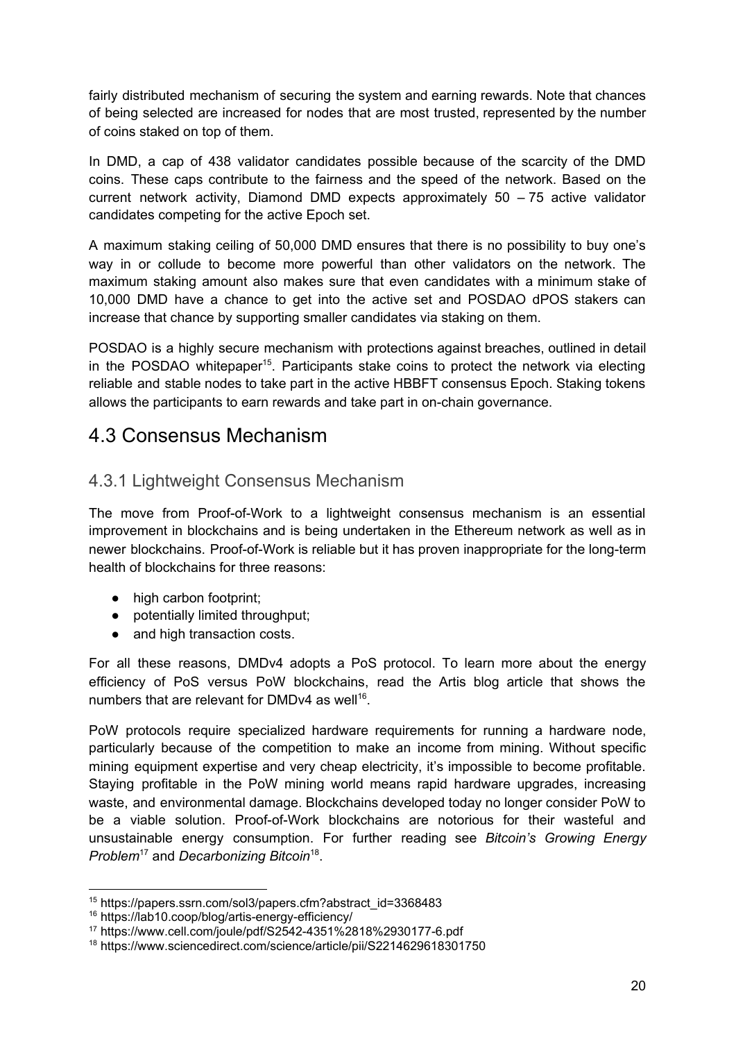fairly distributed mechanism of securing the system and earning rewards. Note that chances of being selected are increased for nodes that are most trusted, represented by the number of coins staked on top of them.

In DMD, a cap of 438 validator candidates possible because of the scarcity of the DMD coins. These caps contribute to the fairness and the speed of the network. Based on the current network activity, Diamond DMD expects approximately 50 – 75 active validator candidates competing for the active Epoch set.

A maximum staking ceiling of 50,000 DMD ensures that there is no possibility to buy one's way in or collude to become more powerful than other validators on the network. The maximum staking amount also makes sure that even candidates with a minimum stake of 10,000 DMD have a chance to get into the active set and POSDAO dPOS stakers can increase that chance by supporting smaller candidates via staking on them.

POSDAO is a highly secure mechanism with protections against breaches, outlined in detail in the POSDAO whitepaper[15]. Participants stake coins to protect the network via electing reliable and stable nodes to take part in the active HBBFT consensus Epoch. Staking tokens allows the participants to earn rewards and take part in on-chain governance.

# 4.3 Consensus Mechanism

## 4.3.1 Lightweight Consensus Mechanism

The move from Proof-of-Work to a lightweight consensus mechanism is an essential improvement in blockchains and is being undertaken in the Ethereum network as well as in newer blockchains. Proof-of-Work is reliable but it has proven inappropriate for the long-term health of blockchains for three reasons:

- high carbon footprint;
- potentially limited throughput;
- and high transaction costs.

For all these reasons, DMDv4 adopts a PoS protocol. To learn more about the energy efficiency of PoS versus PoW blockchains, read the Artis blog article that shows the numbers that are relevant for DMDv4 as well[16].

PoW protocols require specialized hardware requirements for running a hardware node, particularly because of the competition to make an income from mining. Without specific mining equipment expertise and very cheap electricity, it's impossible to become profitable. Staying profitable in the PoW mining world means rapid hardware upgrades, increasing waste, and environmental damage. Blockchains developed today no longer consider PoW to be a viable solution. Proof-of-Work blockchains are notorious for their wasteful and unsustainable energy consumption. For further reading see *Bitcoin's Growing Energy Problem*[17] and *Decarbonizing Bitcoin*[18].

---

[15] https://papers.ssrn.com/sol3/papers.cfm?abstract_id=3368483
[16] https://lab10.coop/blog/artis-energy-efficiency/
[17] https://www.cell.com/joule/pdf/S2542-4351%2818%2930177-6.pdf
[18] https://www.sciencedirect.com/science/article/pii/S2214629618301750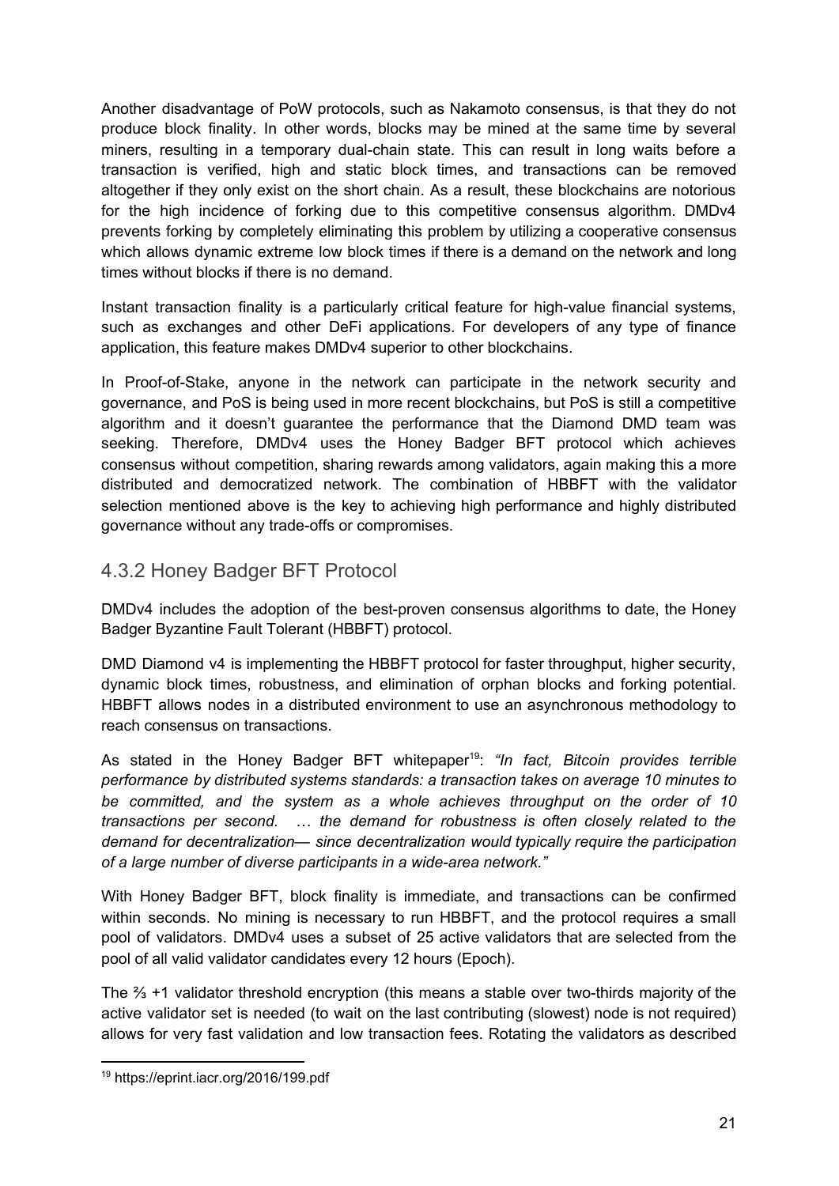Another disadvantage of PoW protocols, such as Nakamoto consensus, is that they do not produce block finality. In other words, blocks may be mined at the same time by several miners, resulting in a temporary dual-chain state. This can result in long waits before a transaction is verified, high and static block times, and transactions can be removed altogether if they only exist on the short chain. As a result, these blockchains are notorious for the high incidence of forking due to this competitive consensus algorithm. DMDv4 prevents forking by completely eliminating this problem by utilizing a cooperative consensus which allows dynamic extreme low block times if there is a demand on the network and long times without blocks if there is no demand.

Instant transaction finality is a particularly critical feature for high-value financial systems, such as exchanges and other DeFi applications. For developers of any type of finance application, this feature makes DMDv4 superior to other blockchains.

In Proof-of-Stake, anyone in the network can participate in the network security and governance, and PoS is being used in more recent blockchains, but PoS is still a competitive algorithm and it doesn't guarantee the performance that the Diamond DMD team was seeking. Therefore, DMDv4 uses the Honey Badger BFT protocol which achieves consensus without competition, sharing rewards among validators, again making this a more distributed and democratized network. The combination of HBBFT with the validator selection mentioned above is the key to achieving high performance and highly distributed governance without any trade-offs or compromises.

### 4.3.2 Honey Badger BFT Protocol

DMDv4 includes the adoption of the best-proven consensus algorithms to date, the Honey Badger Byzantine Fault Tolerant (HBBFT) protocol.

DMD Diamond v4 is implementing the HBBFT protocol for faster throughput, higher security, dynamic block times, robustness, and elimination of orphan blocks and forking potential. HBBFT allows nodes in a distributed environment to use an asynchronous methodology to reach consensus on transactions.

As stated in the Honey Badger BFT whitepaper[19]: *"In fact, Bitcoin provides terrible performance by distributed systems standards: a transaction takes on average 10 minutes to be committed, and the system as a whole achieves throughput on the order of 10 transactions per second. … the demand for robustness is often closely related to the demand for decentralization— since decentralization would typically require the participation of a large number of diverse participants in a wide-area network."*

With Honey Badger BFT, block finality is immediate, and transactions can be confirmed within seconds. No mining is necessary to run HBBFT, and the protocol requires a small pool of validators. DMDv4 uses a subset of 25 active validators that are selected from the pool of all valid validator candidates every 12 hours (Epoch).

The ⅔ +1 validator threshold encryption (this means a stable over two-thirds majority of the active validator set is needed (to wait on the last contributing (slowest) node is not required) allows for very fast validation and low transaction fees. Rotating the validators as described

---

[19] https://eprint.iacr.org/2016/199.pdf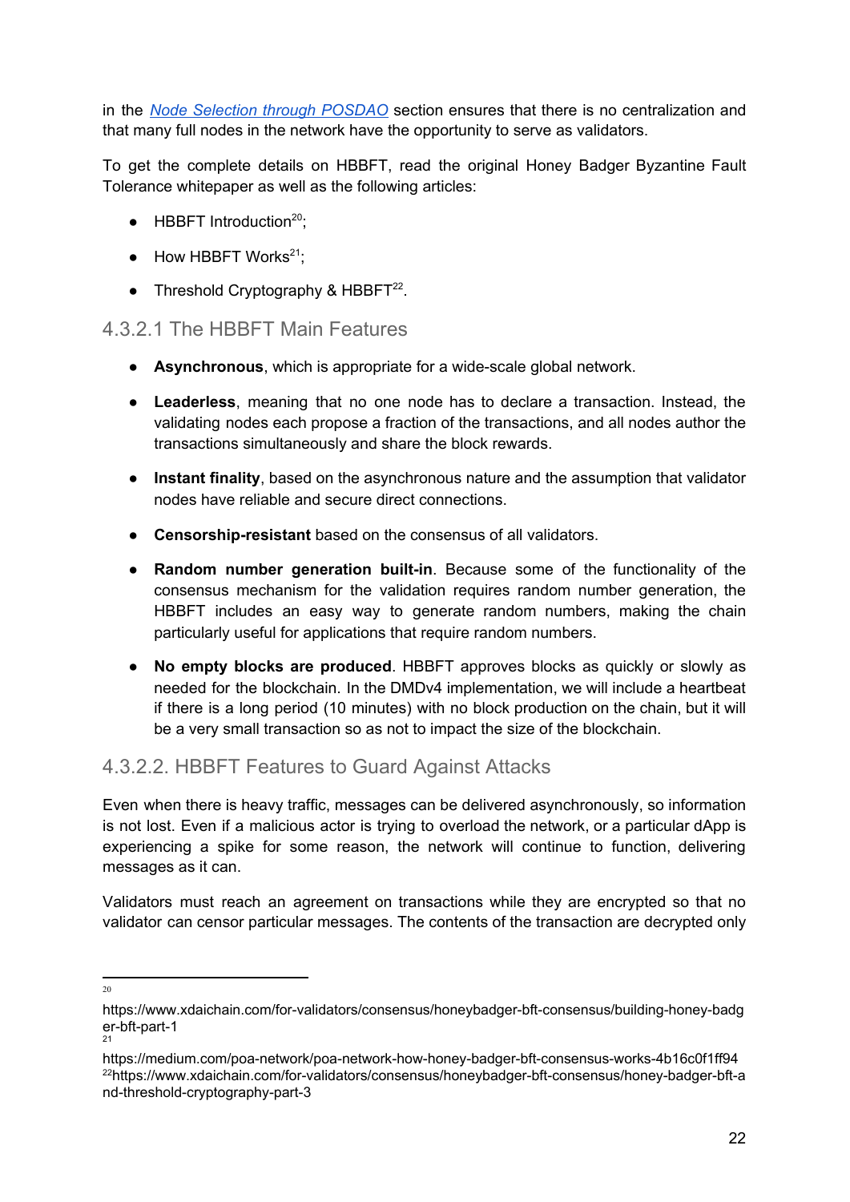in the *Node Selection through POSDAO* section ensures that there is no centralization and that many full nodes in the network have the opportunity to serve as validators.

To get the complete details on HBBFT, read the original Honey Badger Byzantine Fault Tolerance whitepaper as well as the following articles:

- HBBFT Introduction[20];
- How HBBFT Works[21];
- Threshold Cryptography & HBBFT[22].

### 4.3.2.1 The HBBFT Main Features

- **Asynchronous**, which is appropriate for a wide-scale global network.
- **Leaderless**, meaning that no one node has to declare a transaction. Instead, the validating nodes each propose a fraction of the transactions, and all nodes author the transactions simultaneously and share the block rewards.
- **Instant finality**, based on the asynchronous nature and the assumption that validator nodes have reliable and secure direct connections.
- **Censorship-resistant** based on the consensus of all validators.
- **Random number generation built-in**. Because some of the functionality of the consensus mechanism for the validation requires random number generation, the HBBFT includes an easy way to generate random numbers, making the chain particularly useful for applications that require random numbers.
- **No empty blocks are produced**. HBBFT approves blocks as quickly or slowly as needed for the blockchain. In the DMDv4 implementation, we will include a heartbeat if there is a long period (10 minutes) with no block production on the chain, but it will be a very small transaction so as not to impact the size of the blockchain.

### 4.3.2.2. HBBFT Features to Guard Against Attacks

Even when there is heavy traffic, messages can be delivered asynchronously, so information is not lost. Even if a malicious actor is trying to overload the network, or a particular dApp is experiencing a spike for some reason, the network will continue to function, delivering messages as it can.

Validators must reach an agreement on transactions while they are encrypted so that no validator can censor particular messages. The contents of the transaction are decrypted only

---

[20] https://www.xdaichain.com/for-validators/consensus/honeybadger-bft-consensus/building-honey-badger-bft-part-1

[21] https://medium.com/poa-network/poa-network-how-honey-badger-bft-consensus-works-4b16c0f1ff94

[22] https://www.xdaichain.com/for-validators/consensus/honeybadger-bft-consensus/honey-badger-bft-and-threshold-cryptography-part-3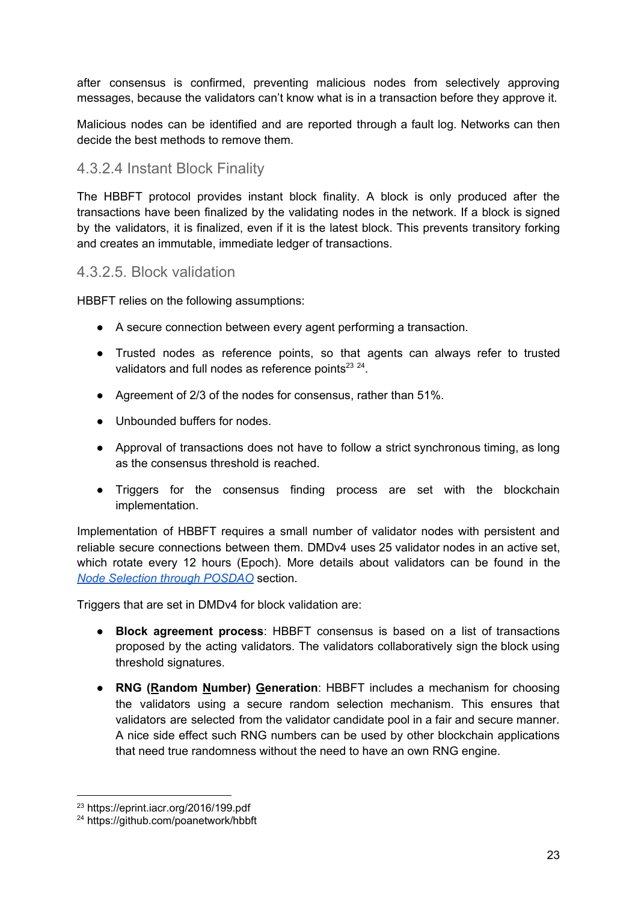after consensus is confirmed, preventing malicious nodes from selectively approving messages, because the validators can't know what is in a transaction before they approve it.

Malicious nodes can be identified and are reported through a fault log. Networks can then decide the best methods to remove them.

#### 4.3.2.4 Instant Block Finality

The HBBFT protocol provides instant block finality. A block is only produced after the transactions have been finalized by the validating nodes in the network. If a block is signed by the validators, it is finalized, even if it is the latest block. This prevents transitory forking and creates an immutable, immediate ledger of transactions.

#### 4.3.2.5. Block validation

HBBFT relies on the following assumptions:

- A secure connection between every agent performing a transaction.
- Trusted nodes as reference points, so that agents can always refer to trusted validators and full nodes as reference points[23] [24].
- Agreement of 2/3 of the nodes for consensus, rather than 51%.
- Unbounded buffers for nodes.
- Approval of transactions does not have to follow a strict synchronous timing, as long as the consensus threshold is reached.
- Triggers for the consensus finding process are set with the blockchain implementation.

Implementation of HBBFT requires a small number of validator nodes with persistent and reliable secure connections between them. DMDv4 uses 25 validator nodes in an active set, which rotate every 12 hours (Epoch). More details about validators can be found in the *Node Selection through POSDAO* section.

Triggers that are set in DMDv4 for block validation are:

- **Block agreement process**: HBBFT consensus is based on a list of transactions proposed by the acting validators. The validators collaboratively sign the block using threshold signatures.
- **RNG (Random Number) Generation**: HBBFT includes a mechanism for choosing the validators using a secure random selection mechanism. This ensures that validators are selected from the validator candidate pool in a fair and secure manner. A nice side effect such RNG numbers can be used by other blockchain applications that need true randomness without the need to have an own RNG engine.

---

[23] https://eprint.iacr.org/2016/199.pdf

[24] https://github.com/poanetwork/hbbft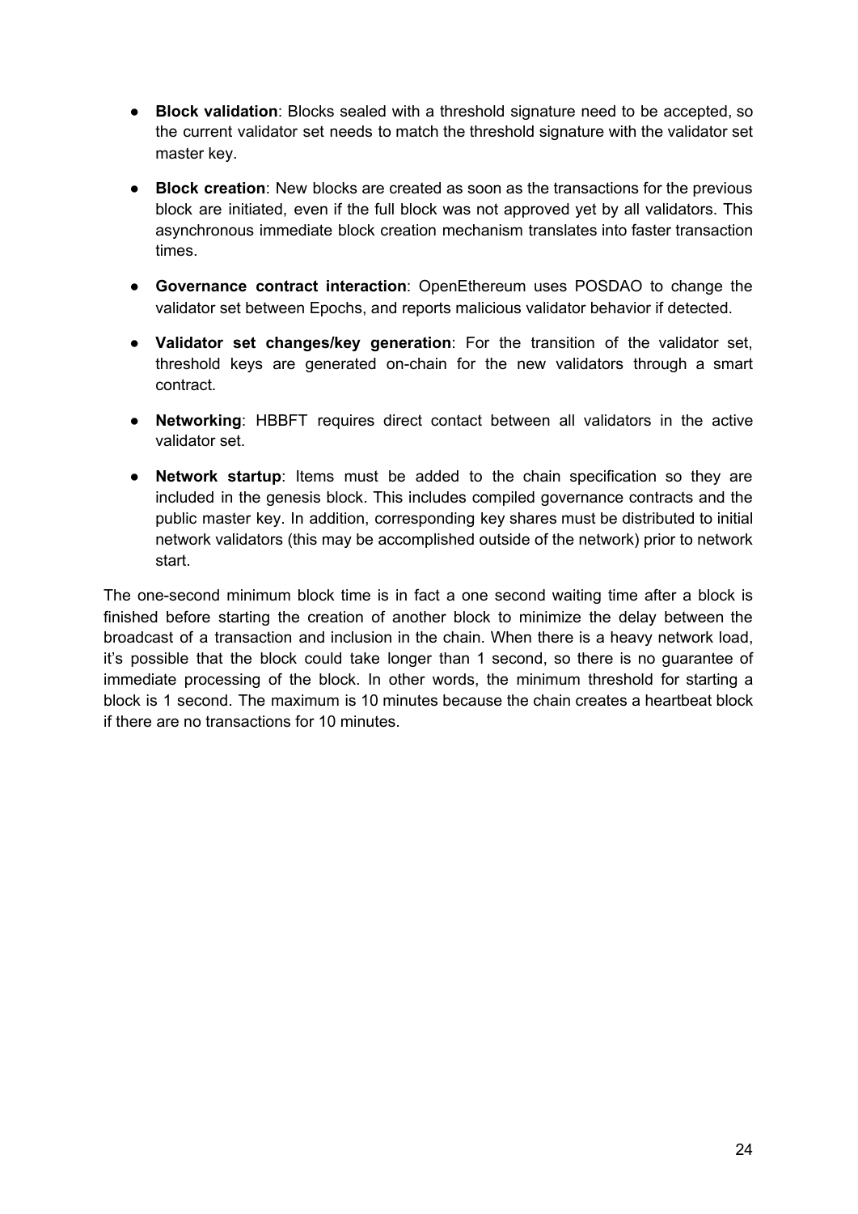- **Block validation**: Blocks sealed with a threshold signature need to be accepted, so the current validator set needs to match the threshold signature with the validator set master key.
- **Block creation**: New blocks are created as soon as the transactions for the previous block are initiated, even if the full block was not approved yet by all validators. This asynchronous immediate block creation mechanism translates into faster transaction times.
- **Governance contract interaction**: OpenEthereum uses POSDAO to change the validator set between Epochs, and reports malicious validator behavior if detected.
- **Validator set changes/key generation**: For the transition of the validator set, threshold keys are generated on-chain for the new validators through a smart contract.
- **Networking**: HBBFT requires direct contact between all validators in the active validator set.
- **Network startup**: Items must be added to the chain specification so they are included in the genesis block. This includes compiled governance contracts and the public master key. In addition, corresponding key shares must be distributed to initial network validators (this may be accomplished outside of the network) prior to network start.

The one-second minimum block time is in fact a one second waiting time after a block is finished before starting the creation of another block to minimize the delay between the broadcast of a transaction and inclusion in the chain. When there is a heavy network load, it's possible that the block could take longer than 1 second, so there is no guarantee of immediate processing of the block. In other words, the minimum threshold for starting a block is 1 second. The maximum is 10 minutes because the chain creates a heartbeat block if there are no transactions for 10 minutes.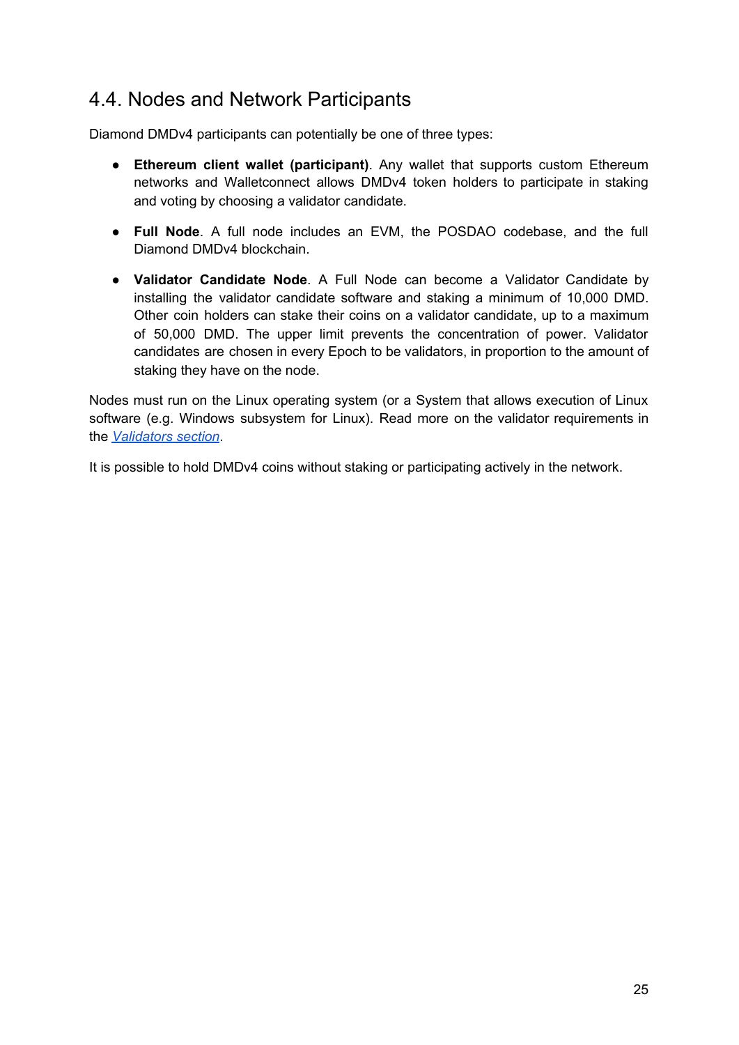## 4.4. Nodes and Network Participants

Diamond DMDv4 participants can potentially be one of three types:

- **Ethereum client wallet (participant)**. Any wallet that supports custom Ethereum networks and Walletconnect allows DMDv4 token holders to participate in staking and voting by choosing a validator candidate.
- **Full Node**. A full node includes an EVM, the POSDAO codebase, and the full Diamond DMDv4 blockchain.
- **Validator Candidate Node**. A Full Node can become a Validator Candidate by installing the validator candidate software and staking a minimum of 10,000 DMD. Other coin holders can stake their coins on a validator candidate, up to a maximum of 50,000 DMD. The upper limit prevents the concentration of power. Validator candidates are chosen in every Epoch to be validators, in proportion to the amount of staking they have on the node.

Nodes must run on the Linux operating system (or a System that allows execution of Linux software (e.g. Windows subsystem for Linux). Read more on the validator requirements in the *Validators section*.

It is possible to hold DMDv4 coins without staking or participating actively in the network.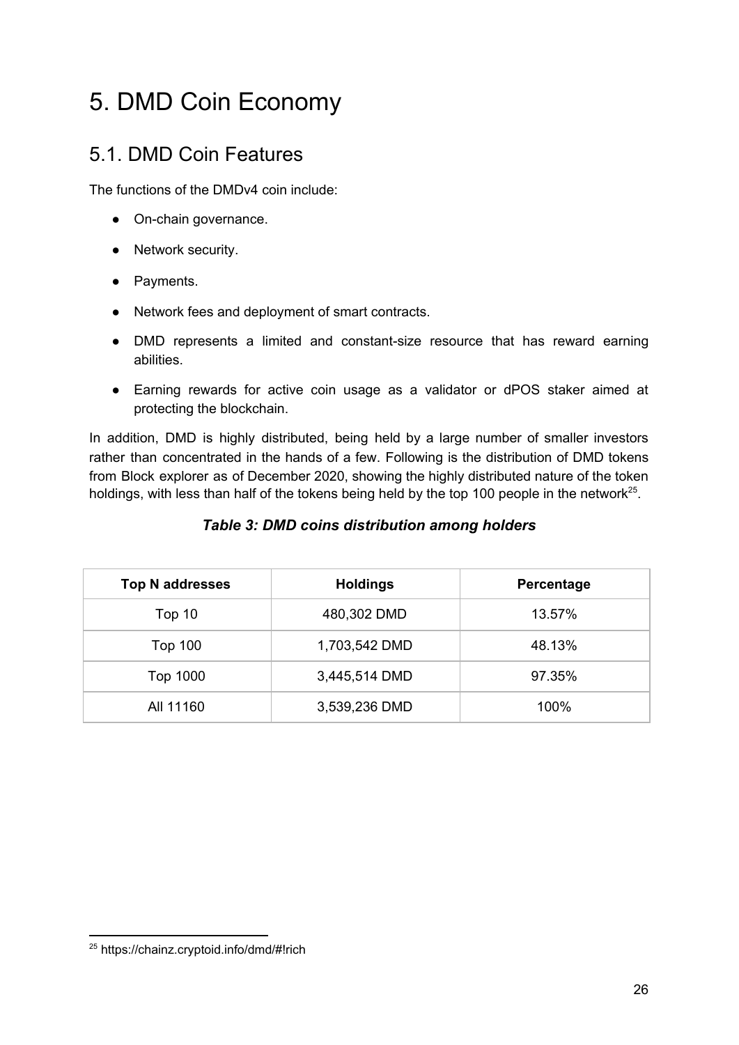# 5. DMD Coin Economy

## 5.1. DMD Coin Features

The functions of the DMDv4 coin include:

- On-chain governance.
- Network security.
- Payments.
- Network fees and deployment of smart contracts.
- DMD represents a limited and constant-size resource that has reward earning abilities.
- Earning rewards for active coin usage as a validator or dPOS staker aimed at protecting the blockchain.

In addition, DMD is highly distributed, being held by a large number of smaller investors rather than concentrated in the hands of a few. Following is the distribution of DMD tokens from Block explorer as of December 2020, showing the highly distributed nature of the token holdings, with less than half of the tokens being held by the top 100 people in the network[25].

***Table 3: DMD coins distribution among holders***

| Top N addresses | Holdings | Percentage |
|---|---|---|
| Top 10 | 480,302 DMD | 13.57% |
| Top 100 | 1,703,542 DMD | 48.13% |
| Top 1000 | 3,445,514 DMD | 97.35% |
| All 11160 | 3,539,236 DMD | 100% |

[25] https://chainz.cryptoid.info/dmd/#!rich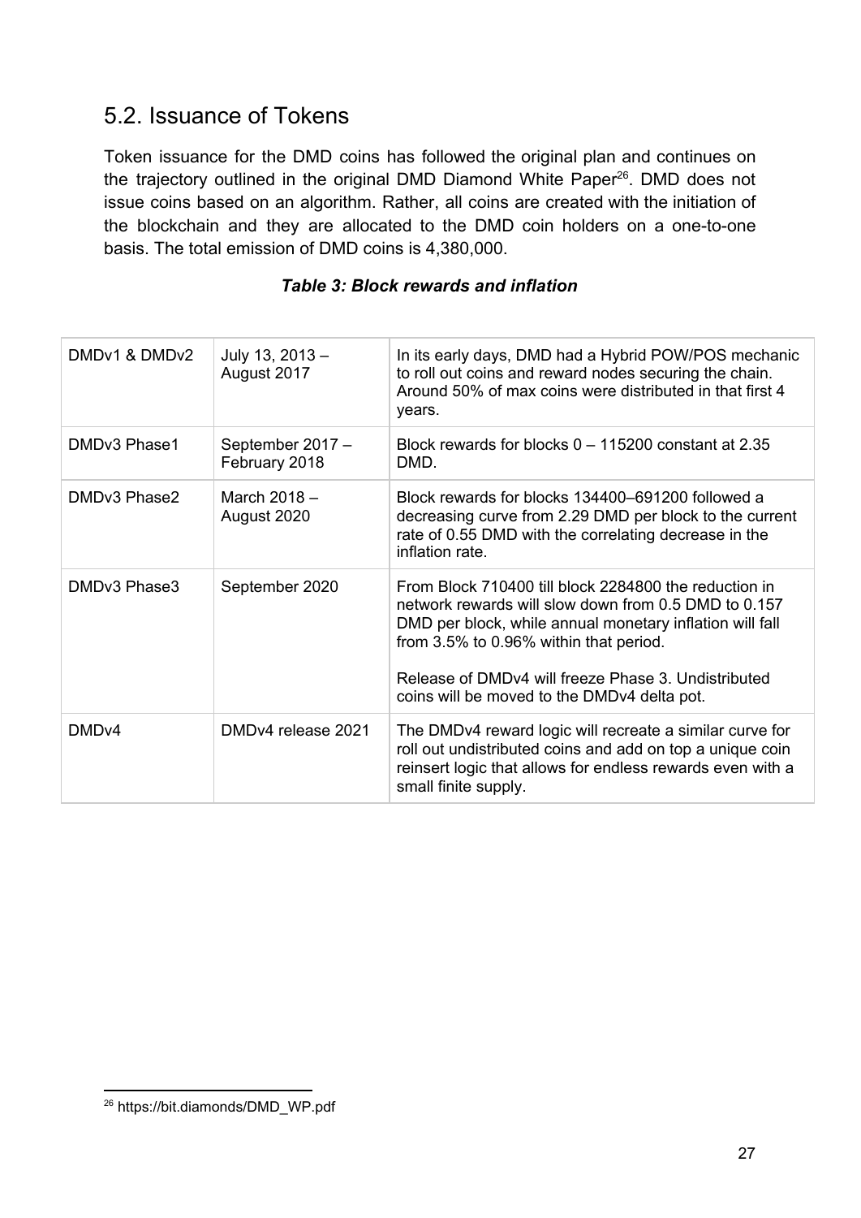## 5.2. Issuance of Tokens

Token issuance for the DMD coins has followed the original plan and continues on the trajectory outlined in the original DMD Diamond White Paper[26]. DMD does not issue coins based on an algorithm. Rather, all coins are created with the initiation of the blockchain and they are allocated to the DMD coin holders on a one-to-one basis. The total emission of DMD coins is 4,380,000.

***Table 3: Block rewards and inflation***

| | | |
|---|---|---|
| DMDv1 & DMDv2 | July 13, 2013 – August 2017 | In its early days, DMD had a Hybrid POW/POS mechanic to roll out coins and reward nodes securing the chain. Around 50% of max coins were distributed in that first 4 years. |
| DMDv3 Phase1 | September 2017 – February 2018 | Block rewards for blocks 0 – 115200 constant at 2.35 DMD. |
| DMDv3 Phase2 | March 2018 – August 2020 | Block rewards for blocks 134400–691200 followed a decreasing curve from 2.29 DMD per block to the current rate of 0.55 DMD with the correlating decrease in the inflation rate. |
| DMDv3 Phase3 | September 2020 | From Block 710400 till block 2284800 the reduction in network rewards will slow down from 0.5 DMD to 0.157 DMD per block, while annual monetary inflation will fall from 3.5% to 0.96% within that period.<br><br>Release of DMDv4 will freeze Phase 3. Undistributed coins will be moved to the DMDv4 delta pot. |
| DMDv4 | DMDv4 release 2021 | The DMDv4 reward logic will recreate a similar curve for roll out undistributed coins and add on top a unique coin reinsert logic that allows for endless rewards even with a small finite supply. |

[26] https://bit.diamonds/DMD_WP.pdf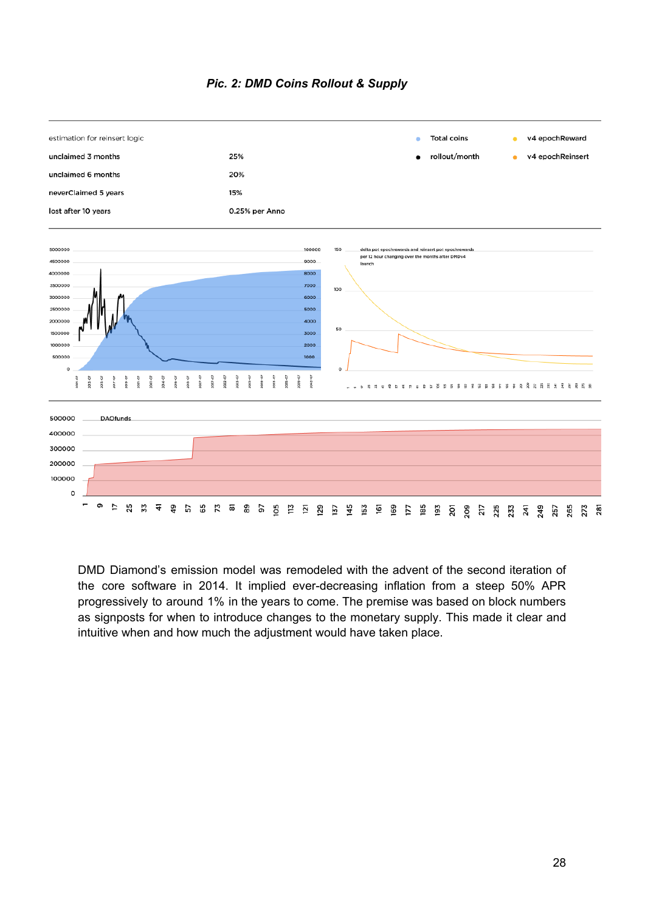*Pic. 2: DMD Coins Rollout & Supply*

| estimation for reinsert logic | |
|---|---|
| unclaimed 3 months | 25% |
| unclaimed 6 months | 20% |
| neverClaimed 5 years | 15% |
| lost after 10 years | 0.25% per Anno |

DMD Diamond's emission model was remodeled with the advent of the second iteration of the core software in 2014. It implied ever-decreasing inflation from a steep 50% APR progressively to around 1% in the years to come. The premise was based on block numbers as signposts for when to introduce changes to the monetary supply. This made it clear and intuitive when and how much the adjustment would have taken place.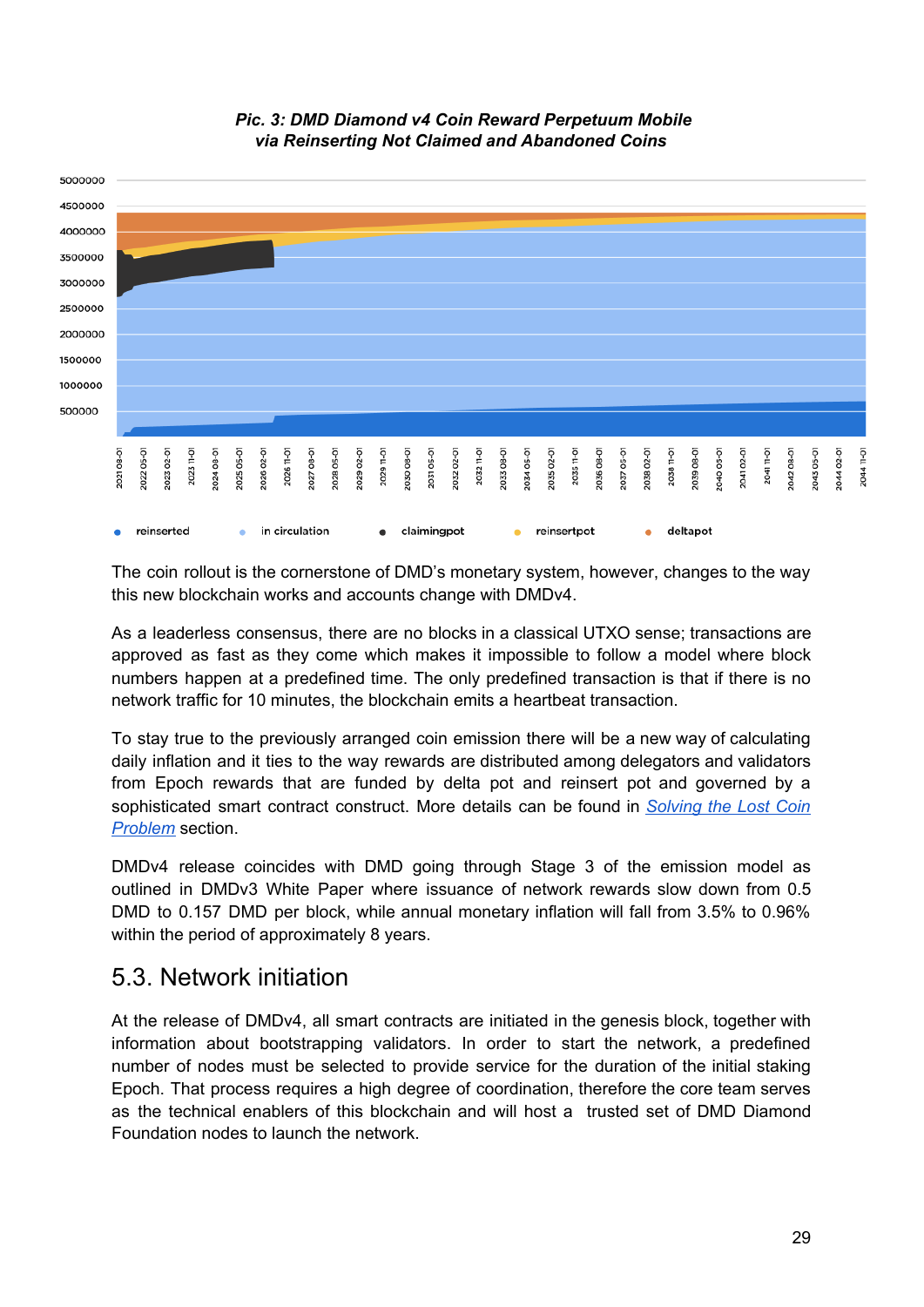*Pic. 3: DMD Diamond v4 Coin Reward Perpetuum Mobile via Reinserting Not Claimed and Abandoned Coins*

The coin rollout is the cornerstone of DMD's monetary system, however, changes to the way this new blockchain works and accounts change with DMDv4.

As a leaderless consensus, there are no blocks in a classical UTXO sense; transactions are approved as fast as they come which makes it impossible to follow a model where block numbers happen at a predefined time. The only predefined transaction is that if there is no network traffic for 10 minutes, the blockchain emits a heartbeat transaction.

To stay true to the previously arranged coin emission there will be a new way of calculating daily inflation and it ties to the way rewards are distributed among delegators and validators from Epoch rewards that are funded by delta pot and reinsert pot and governed by a sophisticated smart contract construct. More details can be found in [Solving the Lost Coin Problem] section.

DMDv4 release coincides with DMD going through Stage 3 of the emission model as outlined in DMDv3 White Paper where issuance of network rewards slow down from 0.5 DMD to 0.157 DMD per block, while annual monetary inflation will fall from 3.5% to 0.96% within the period of approximately 8 years.

## 5.3. Network initiation

At the release of DMDv4, all smart contracts are initiated in the genesis block, together with information about bootstrapping validators. In order to start the network, a predefined number of nodes must be selected to provide service for the duration of the initial staking Epoch. That process requires a high degree of coordination, therefore the core team serves as the technical enablers of this blockchain and will host a trusted set of DMD Diamond Foundation nodes to launch the network.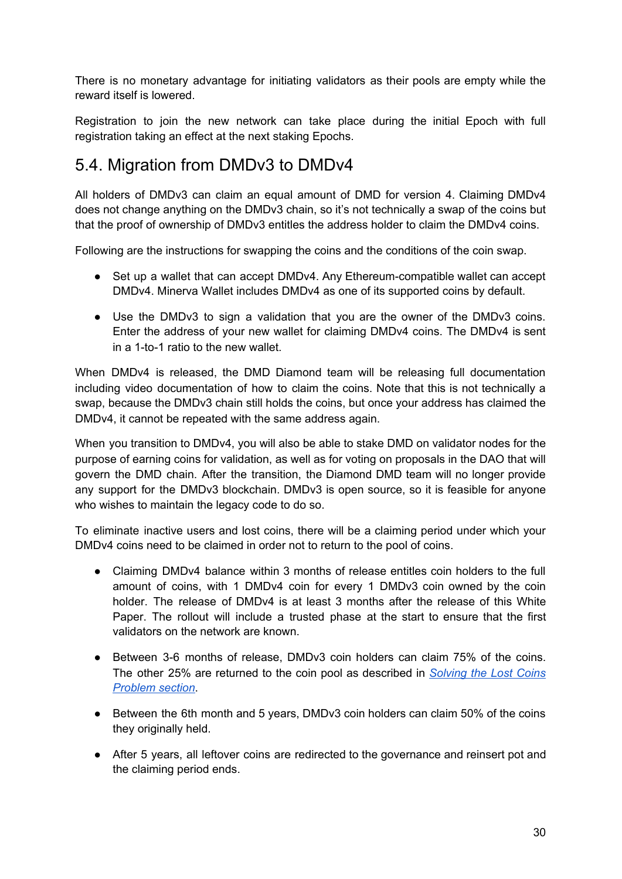There is no monetary advantage for initiating validators as their pools are empty while the reward itself is lowered.

Registration to join the new network can take place during the initial Epoch with full registration taking an effect at the next staking Epochs.

## 5.4. Migration from DMDv3 to DMDv4

All holders of DMDv3 can claim an equal amount of DMD for version 4. Claiming DMDv4 does not change anything on the DMDv3 chain, so it's not technically a swap of the coins but that the proof of ownership of DMDv3 entitles the address holder to claim the DMDv4 coins.

Following are the instructions for swapping the coins and the conditions of the coin swap.

- Set up a wallet that can accept DMDv4. Any Ethereum-compatible wallet can accept DMDv4. Minerva Wallet includes DMDv4 as one of its supported coins by default.
- Use the DMDv3 to sign a validation that you are the owner of the DMDv3 coins. Enter the address of your new wallet for claiming DMDv4 coins. The DMDv4 is sent in a 1-to-1 ratio to the new wallet.

When DMDv4 is released, the DMD Diamond team will be releasing full documentation including video documentation of how to claim the coins. Note that this is not technically a swap, because the DMDv3 chain still holds the coins, but once your address has claimed the DMDv4, it cannot be repeated with the same address again.

When you transition to DMDv4, you will also be able to stake DMD on validator nodes for the purpose of earning coins for validation, as well as for voting on proposals in the DAO that will govern the DMD chain. After the transition, the Diamond DMD team will no longer provide any support for the DMDv3 blockchain. DMDv3 is open source, so it is feasible for anyone who wishes to maintain the legacy code to do so.

To eliminate inactive users and lost coins, there will be a claiming period under which your DMDv4 coins need to be claimed in order not to return to the pool of coins.

- Claiming DMDv4 balance within 3 months of release entitles coin holders to the full amount of coins, with 1 DMDv4 coin for every 1 DMDv3 coin owned by the coin holder. The release of DMDv4 is at least 3 months after the release of this White Paper. The rollout will include a trusted phase at the start to ensure that the first validators on the network are known.
- Between 3-6 months of release, DMDv3 coin holders can claim 75% of the coins. The other 25% are returned to the coin pool as described in [*Solving the Lost Coins Problem section*](#).
- Between the 6th month and 5 years, DMDv3 coin holders can claim 50% of the coins they originally held.
- After 5 years, all leftover coins are redirected to the governance and reinsert pot and the claiming period ends.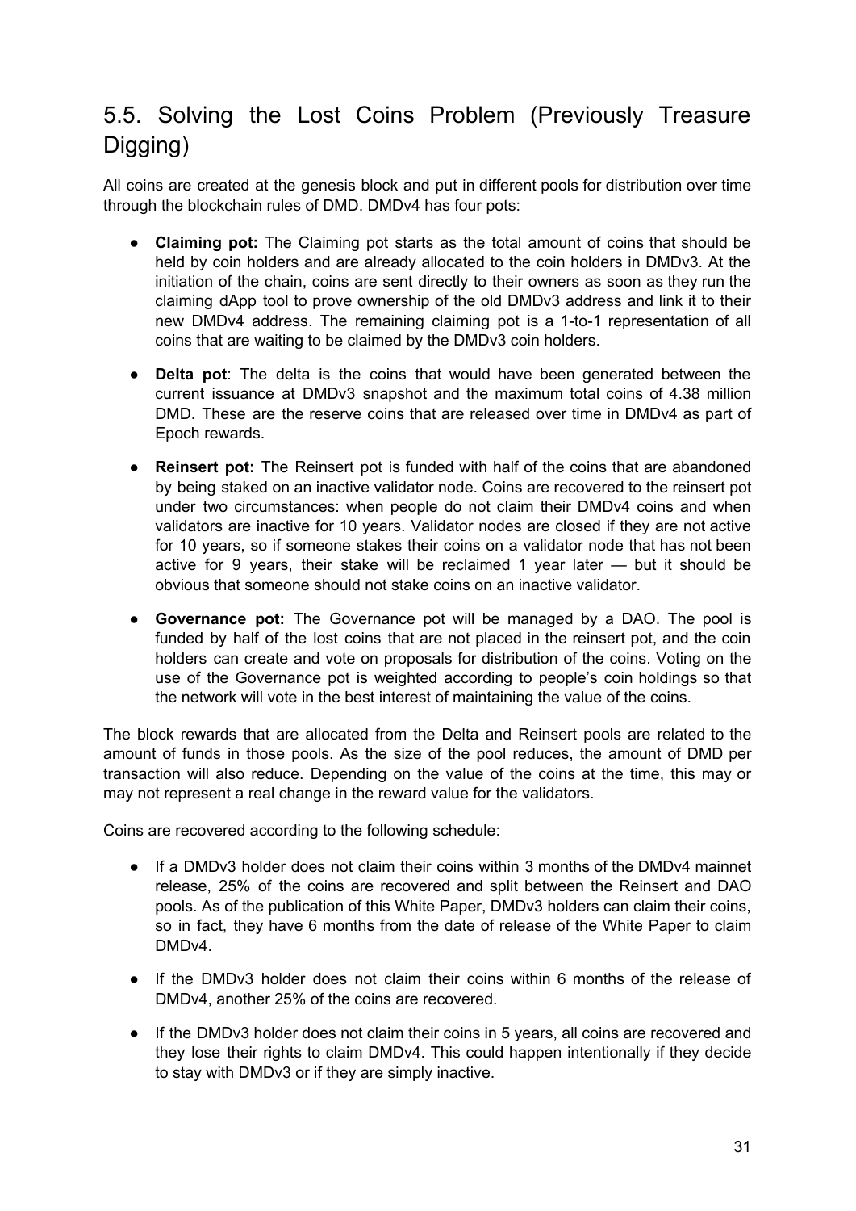## 5.5. Solving the Lost Coins Problem (Previously Treasure Digging)

All coins are created at the genesis block and put in different pools for distribution over time through the blockchain rules of DMD. DMDv4 has four pots:

- **Claiming pot:** The Claiming pot starts as the total amount of coins that should be held by coin holders and are already allocated to the coin holders in DMDv3. At the initiation of the chain, coins are sent directly to their owners as soon as they run the claiming dApp tool to prove ownership of the old DMDv3 address and link it to their new DMDv4 address. The remaining claiming pot is a 1-to-1 representation of all coins that are waiting to be claimed by the DMDv3 coin holders.
- **Delta pot**: The delta is the coins that would have been generated between the current issuance at DMDv3 snapshot and the maximum total coins of 4.38 million DMD. These are the reserve coins that are released over time in DMDv4 as part of Epoch rewards.
- **Reinsert pot:** The Reinsert pot is funded with half of the coins that are abandoned by being staked on an inactive validator node. Coins are recovered to the reinsert pot under two circumstances: when people do not claim their DMDv4 coins and when validators are inactive for 10 years. Validator nodes are closed if they are not active for 10 years, so if someone stakes their coins on a validator node that has not been active for 9 years, their stake will be reclaimed 1 year later — but it should be obvious that someone should not stake coins on an inactive validator.
- **Governance pot:** The Governance pot will be managed by a DAO. The pool is funded by half of the lost coins that are not placed in the reinsert pot, and the coin holders can create and vote on proposals for distribution of the coins. Voting on the use of the Governance pot is weighted according to people's coin holdings so that the network will vote in the best interest of maintaining the value of the coins.

The block rewards that are allocated from the Delta and Reinsert pools are related to the amount of funds in those pools. As the size of the pool reduces, the amount of DMD per transaction will also reduce. Depending on the value of the coins at the time, this may or may not represent a real change in the reward value for the validators.

Coins are recovered according to the following schedule:

- If a DMDv3 holder does not claim their coins within 3 months of the DMDv4 mainnet release, 25% of the coins are recovered and split between the Reinsert and DAO pools. As of the publication of this White Paper, DMDv3 holders can claim their coins, so in fact, they have 6 months from the date of release of the White Paper to claim DMDv4.
- If the DMDv3 holder does not claim their coins within 6 months of the release of DMDv4, another 25% of the coins are recovered.
- If the DMDv3 holder does not claim their coins in 5 years, all coins are recovered and they lose their rights to claim DMDv4. This could happen intentionally if they decide to stay with DMDv3 or if they are simply inactive.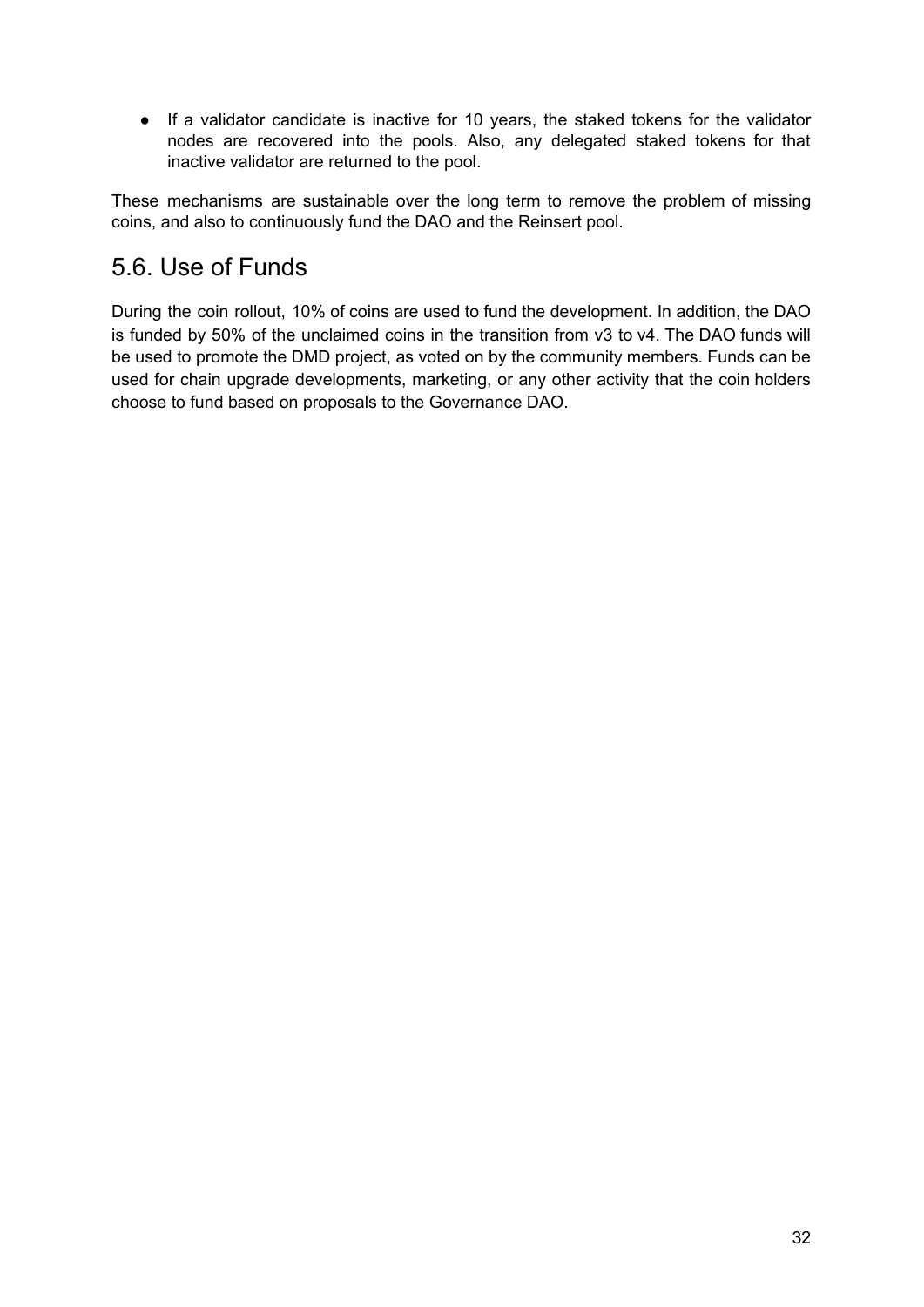- If a validator candidate is inactive for 10 years, the staked tokens for the validator nodes are recovered into the pools. Also, any delegated staked tokens for that inactive validator are returned to the pool.

These mechanisms are sustainable over the long term to remove the problem of missing coins, and also to continuously fund the DAO and the Reinsert pool.

## 5.6. Use of Funds

During the coin rollout, 10% of coins are used to fund the development. In addition, the DAO is funded by 50% of the unclaimed coins in the transition from v3 to v4. The DAO funds will be used to promote the DMD project, as voted on by the community members. Funds can be used for chain upgrade developments, marketing, or any other activity that the coin holders choose to fund based on proposals to the Governance DAO.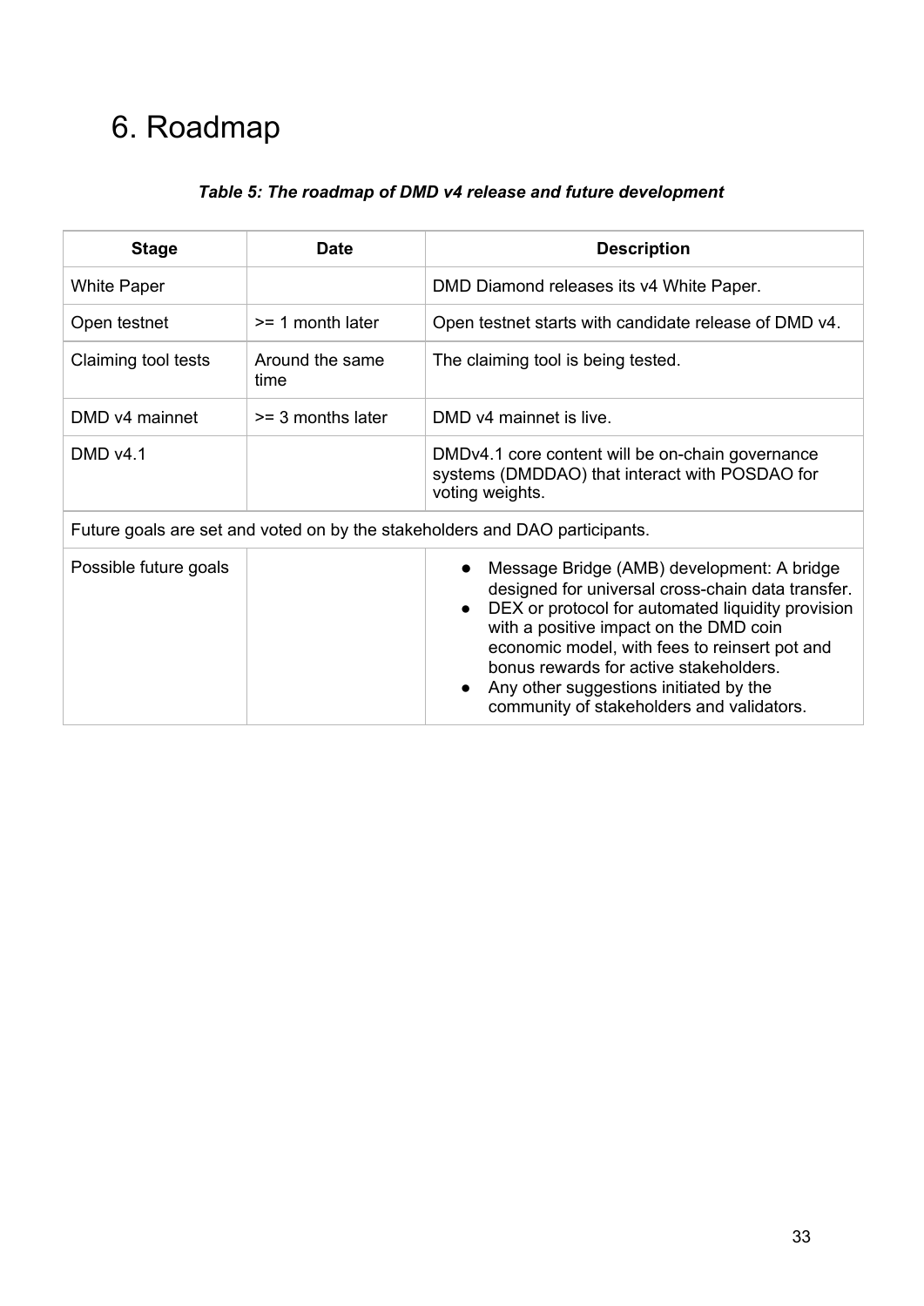# 6. Roadmap

***Table 5: The roadmap of DMD v4 release and future development***

| Stage | Date | Description |
|---|---|---|
| White Paper | | DMD Diamond releases its v4 White Paper. |
| Open testnet | >= 1 month later | Open testnet starts with candidate release of DMD v4. |
| Claiming tool tests | Around the same time | The claiming tool is being tested. |
| DMD v4 mainnet | >= 3 months later | DMD v4 mainnet is live. |
| DMD v4.1 | | DMDv4.1 core content will be on-chain governance systems (DMDDAO) that interact with POSDAO for voting weights. |
| Future goals are set and voted on by the stakeholders and DAO participants. | | |
| Possible future goals | | • Message Bridge (AMB) development: A bridge designed for universal cross-chain data transfer.<br>• DEX or protocol for automated liquidity provision with a positive impact on the DMD coin economic model, with fees to reinsert pot and bonus rewards for active stakeholders.<br>• Any other suggestions initiated by the community of stakeholders and validators. |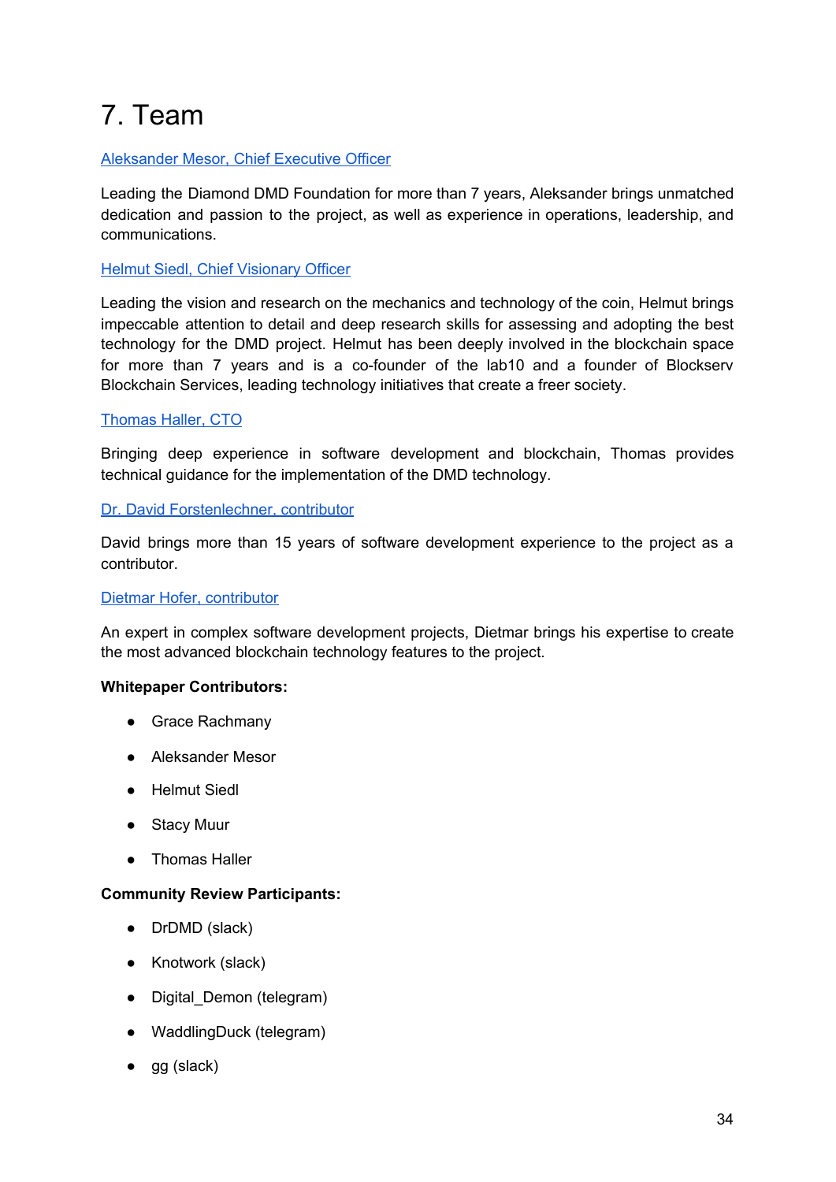# 7. Team

Aleksander Mesor, Chief Executive Officer

Leading the Diamond DMD Foundation for more than 7 years, Aleksander brings unmatched dedication and passion to the project, as well as experience in operations, leadership, and communications.

Helmut Siedl, Chief Visionary Officer

Leading the vision and research on the mechanics and technology of the coin, Helmut brings impeccable attention to detail and deep research skills for assessing and adopting the best technology for the DMD project. Helmut has been deeply involved in the blockchain space for more than 7 years and is a co-founder of the lab10 and a founder of Blockserv Blockchain Services, leading technology initiatives that create a freer society.

Thomas Haller, CTO

Bringing deep experience in software development and blockchain, Thomas provides technical guidance for the implementation of the DMD technology.

Dr. David Forstenlechner, contributor

David brings more than 15 years of software development experience to the project as a contributor.

Dietmar Hofer, contributor

An expert in complex software development projects, Dietmar brings his expertise to create the most advanced blockchain technology features to the project.

**Whitepaper Contributors:**

- Grace Rachmany
- Aleksander Mesor
- Helmut Siedl
- Stacy Muur
- Thomas Haller

**Community Review Participants:**

- DrDMD (slack)
- Knotwork (slack)
- Digital_Demon (telegram)
- WaddlingDuck (telegram)
- gg (slack)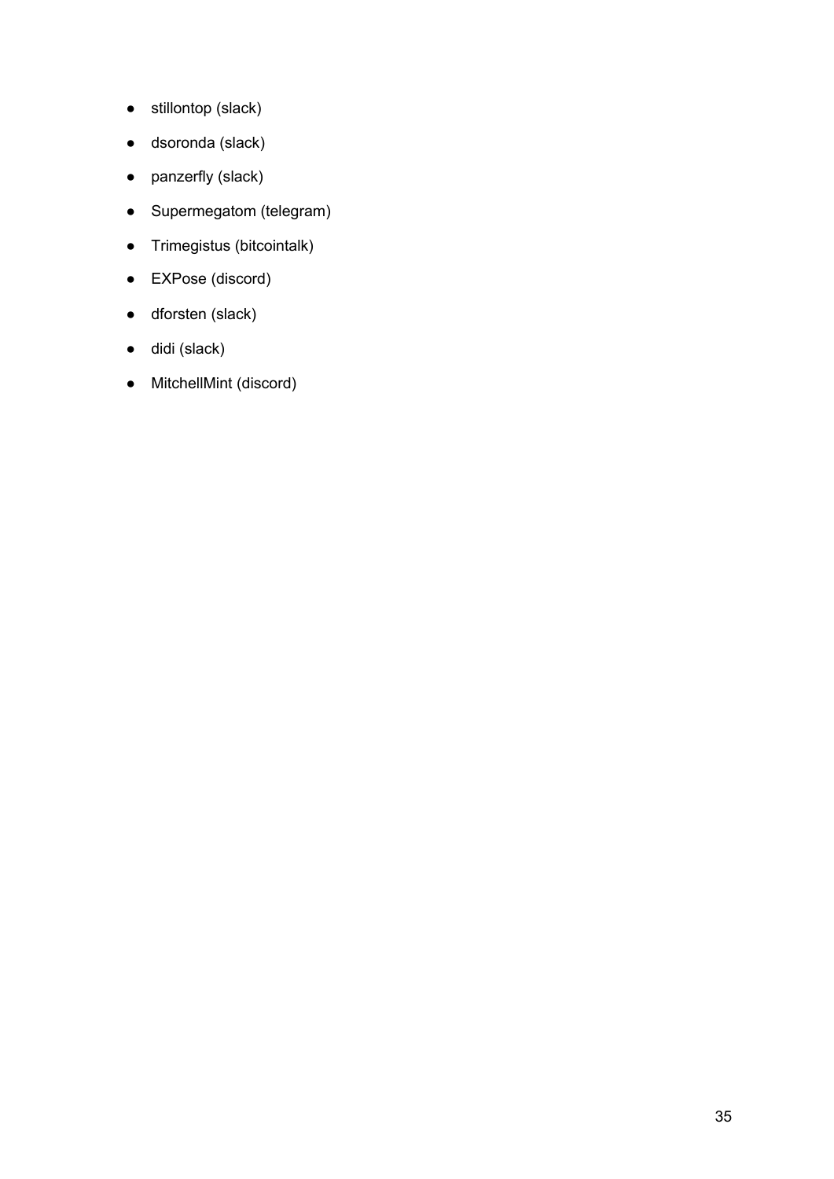- stillontop (slack)
- dsoronda (slack)
- panzerfly (slack)
- Supermegatom (telegram)
- Trimegistus (bitcointalk)
- EXPose (discord)
- dforsten (slack)
- didi (slack)
- MitchellMint (discord)